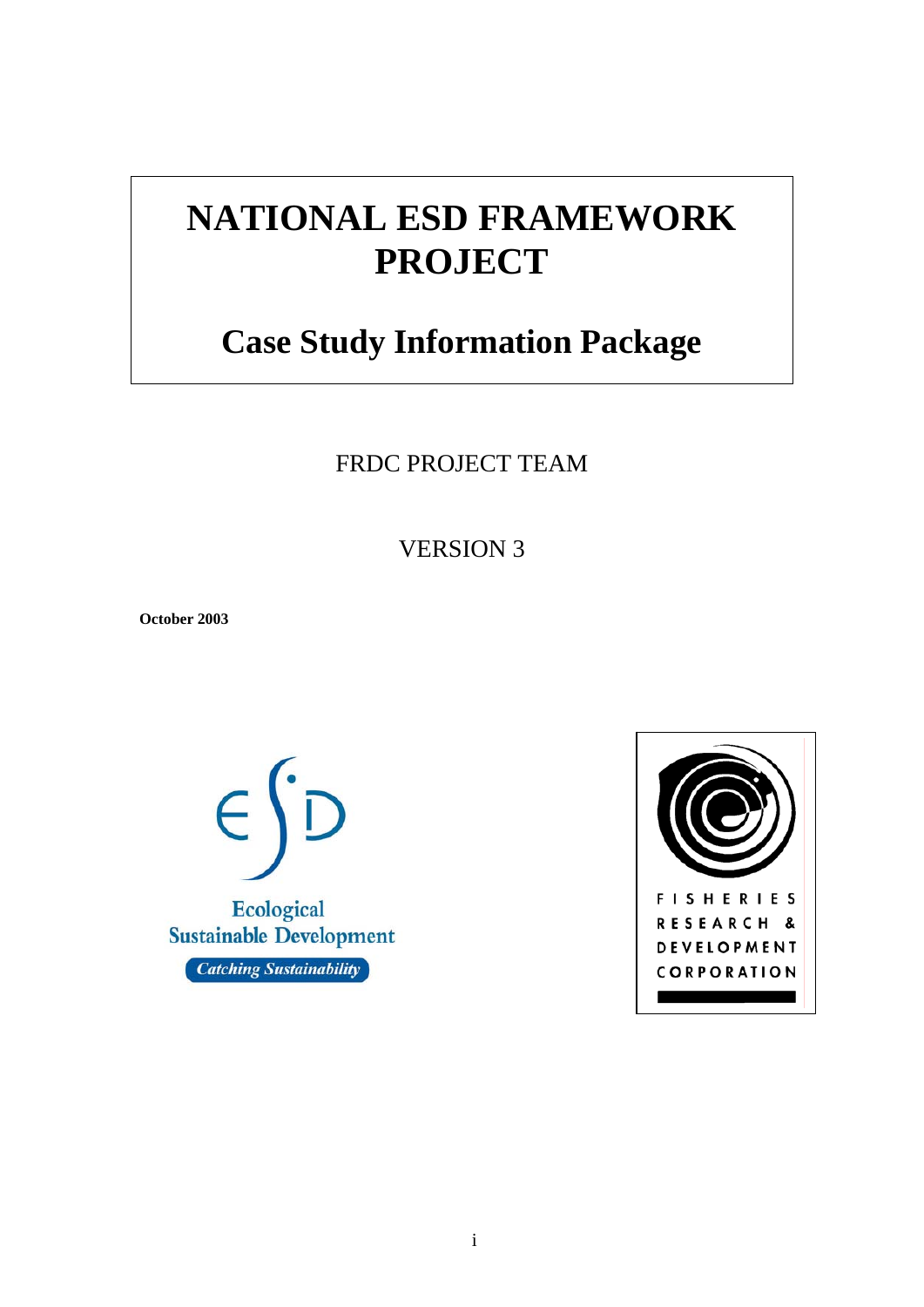# NATIONAL ESD FRAMEWORK PROJECT

## Case Study Information Package

FRDC PROJECT TEAM

VERSION 3

**October 2003**

Ecological Sustainable Development

*Catching Sustainability*

FISHERIES RESEARCH & DEVELOPMENT CORPORATION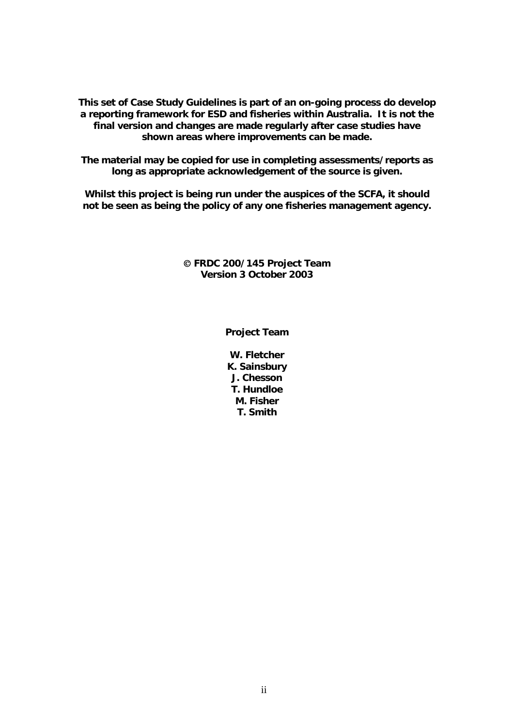**This set of Case Study Guidelines is part of an on-going process do develop a reporting framework for ESD and fisheries within Australia. It is not the final version and changes are made regularly after case studies have shown areas where improvements can be made.**

**The material may be copied for use in completing assessments/reports as long as appropriate acknowledgement of the source is given.**

**Whilst this project is being run under the auspices of the SCFA, it should not be seen as being the policy of any one fisheries management agency.**

**© FRDC 200/145 Project Team**
**Version 3 October 2003**

**Project Team**

**W. Fletcher**
**K. Sainsbury**
**J. Chesson**
**T. Hundloe**
**M. Fisher**
**T. Smith**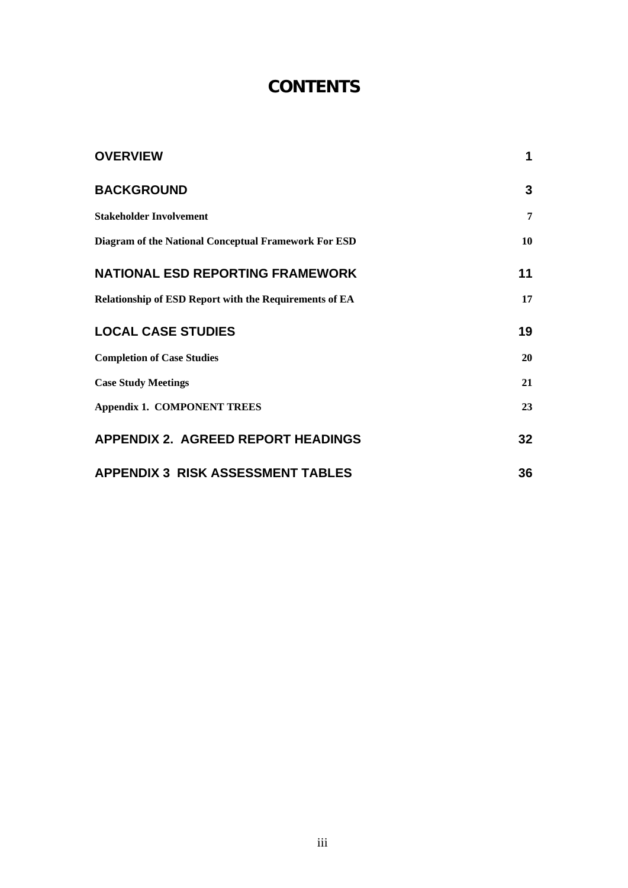# CONTENTS

| | |
|---|---|
| **OVERVIEW** | **1** |
| **BACKGROUND** | **3** |
| **Stakeholder Involvement** | **7** |
| **Diagram of the National Conceptual Framework For ESD** | **10** |
| **NATIONAL ESD REPORTING FRAMEWORK** | **11** |
| **Relationship of ESD Report with the Requirements of EA** | **17** |
| **LOCAL CASE STUDIES** | **19** |
| **Completion of Case Studies** | **20** |
| **Case Study Meetings** | **21** |
| **Appendix 1. COMPONENT TREES** | **23** |
| **APPENDIX 2. AGREED REPORT HEADINGS** | **32** |
| **APPENDIX 3 RISK ASSESSMENT TABLES** | **36** |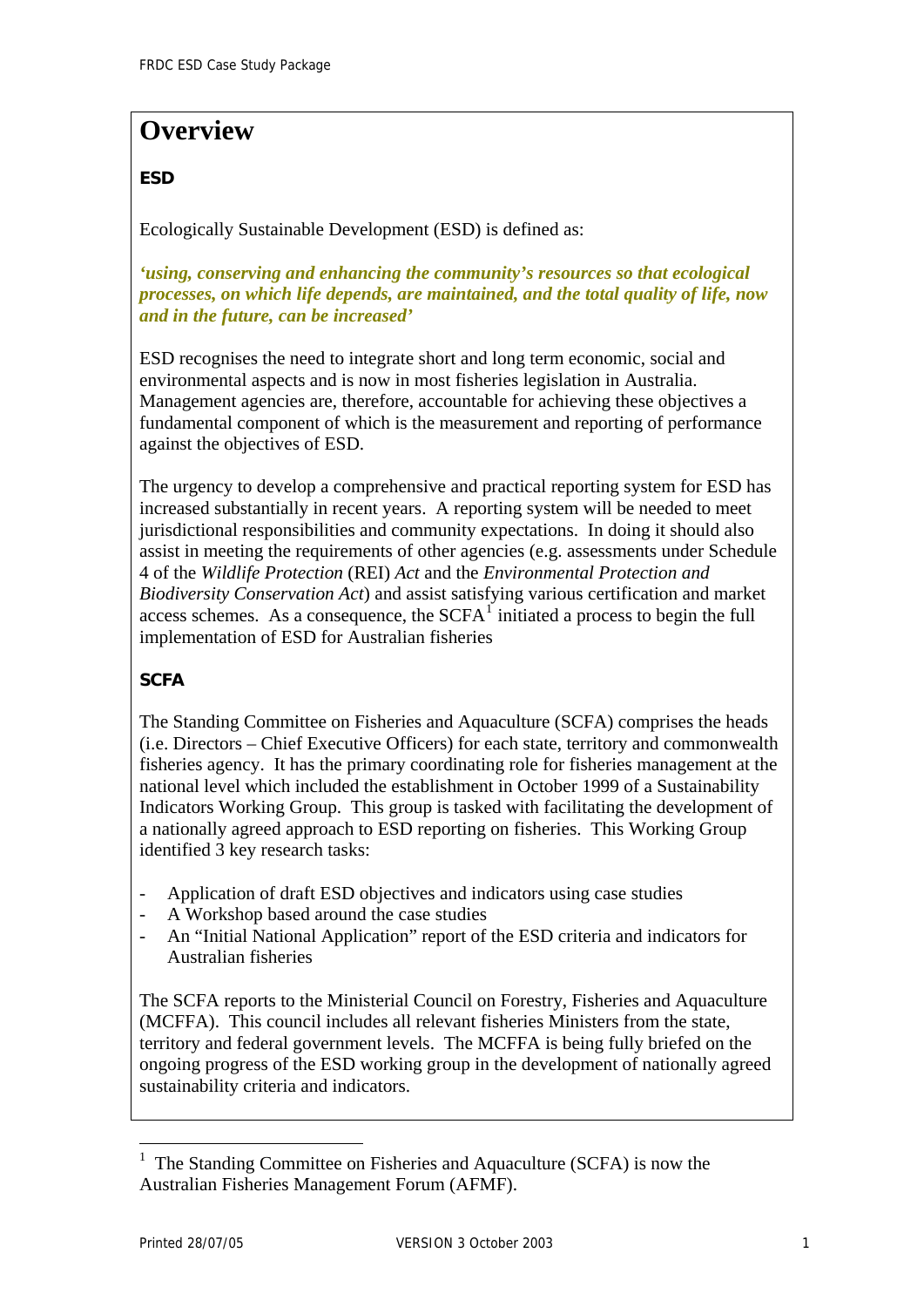# Overview

**ESD**

Ecologically Sustainable Development (ESD) is defined as:

***'using, conserving and enhancing the community's resources so that ecological processes, on which life depends, are maintained, and the total quality of life, now and in the future, can be increased'***

ESD recognises the need to integrate short and long term economic, social and environmental aspects and is now in most fisheries legislation in Australia. Management agencies are, therefore, accountable for achieving these objectives a fundamental component of which is the measurement and reporting of performance against the objectives of ESD.

The urgency to develop a comprehensive and practical reporting system for ESD has increased substantially in recent years. A reporting system will be needed to meet jurisdictional responsibilities and community expectations. In doing it should also assist in meeting the requirements of other agencies (e.g. assessments under Schedule 4 of the *Wildlife Protection* (REI) *Act* and the *Environmental Protection and Biodiversity Conservation Act*) and assist satisfying various certification and market access schemes. As a consequence, the SCFA[1] initiated a process to begin the full implementation of ESD for Australian fisheries

**SCFA**

The Standing Committee on Fisheries and Aquaculture (SCFA) comprises the heads (i.e. Directors – Chief Executive Officers) for each state, territory and commonwealth fisheries agency. It has the primary coordinating role for fisheries management at the national level which included the establishment in October 1999 of a Sustainability Indicators Working Group. This group is tasked with facilitating the development of a nationally agreed approach to ESD reporting on fisheries. This Working Group identified 3 key research tasks:

- Application of draft ESD objectives and indicators using case studies
- A Workshop based around the case studies
- An "Initial National Application" report of the ESD criteria and indicators for Australian fisheries

The SCFA reports to the Ministerial Council on Forestry, Fisheries and Aquaculture (MCFFA). This council includes all relevant fisheries Ministers from the state, territory and federal government levels. The MCFFA is being fully briefed on the ongoing progress of the ESD working group in the development of nationally agreed sustainability criteria and indicators.

[1] The Standing Committee on Fisheries and Aquaculture (SCFA) is now the Australian Fisheries Management Forum (AFMF).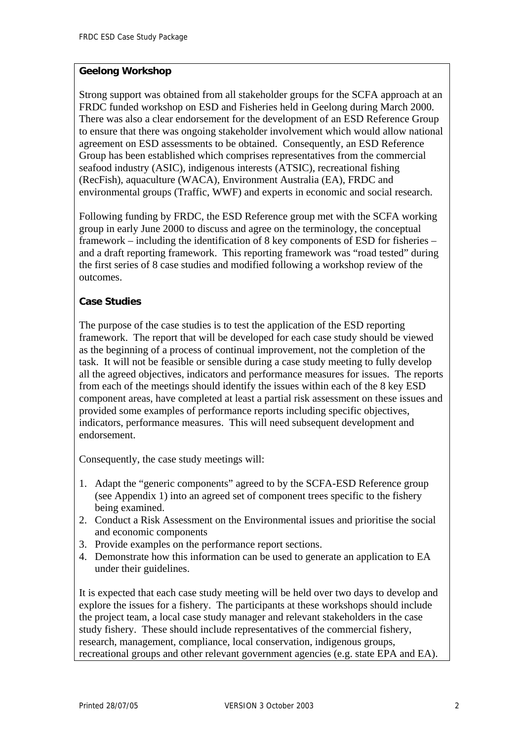**Geelong Workshop**

Strong support was obtained from all stakeholder groups for the SCFA approach at an FRDC funded workshop on ESD and Fisheries held in Geelong during March 2000. There was also a clear endorsement for the development of an ESD Reference Group to ensure that there was ongoing stakeholder involvement which would allow national agreement on ESD assessments to be obtained. Consequently, an ESD Reference Group has been established which comprises representatives from the commercial seafood industry (ASIC), indigenous interests (ATSIC), recreational fishing (RecFish), aquaculture (WACA), Environment Australia (EA), FRDC and environmental groups (Traffic, WWF) and experts in economic and social research.

Following funding by FRDC, the ESD Reference group met with the SCFA working group in early June 2000 to discuss and agree on the terminology, the conceptual framework – including the identification of 8 key components of ESD for fisheries – and a draft reporting framework. This reporting framework was "road tested" during the first series of 8 case studies and modified following a workshop review of the outcomes.

**Case Studies**

The purpose of the case studies is to test the application of the ESD reporting framework. The report that will be developed for each case study should be viewed as the beginning of a process of continual improvement, not the completion of the task. It will not be feasible or sensible during a case study meeting to fully develop all the agreed objectives, indicators and performance measures for issues. The reports from each of the meetings should identify the issues within each of the 8 key ESD component areas, have completed at least a partial risk assessment on these issues and provided some examples of performance reports including specific objectives, indicators, performance measures. This will need subsequent development and endorsement.

Consequently, the case study meetings will:

1. Adapt the "generic components" agreed to by the SCFA-ESD Reference group (see Appendix 1) into an agreed set of component trees specific to the fishery being examined.
2. Conduct a Risk Assessment on the Environmental issues and prioritise the social and economic components
3. Provide examples on the performance report sections.
4. Demonstrate how this information can be used to generate an application to EA under their guidelines.

It is expected that each case study meeting will be held over two days to develop and explore the issues for a fishery. The participants at these workshops should include the project team, a local case study manager and relevant stakeholders in the case study fishery. These should include representatives of the commercial fishery, research, management, compliance, local conservation, indigenous groups, recreational groups and other relevant government agencies (e.g. state EPA and EA).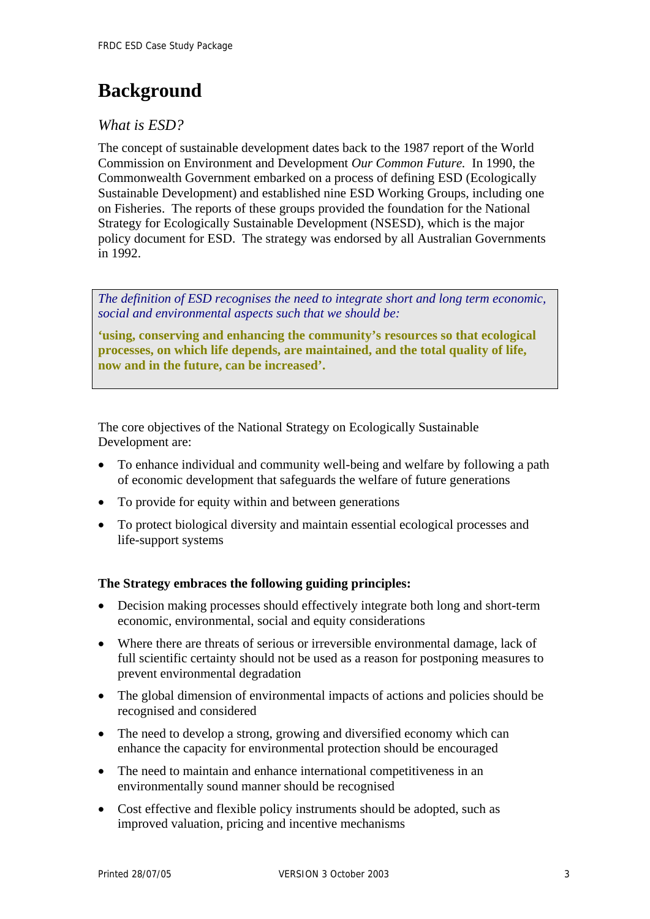# Background

## *What is ESD?*

The concept of sustainable development dates back to the 1987 report of the World Commission on Environment and Development *Our Common Future.* In 1990, the Commonwealth Government embarked on a process of defining ESD (Ecologically Sustainable Development) and established nine ESD Working Groups, including one on Fisheries. The reports of these groups provided the foundation for the National Strategy for Ecologically Sustainable Development (NSESD), which is the major policy document for ESD. The strategy was endorsed by all Australian Governments in 1992.

> *The definition of ESD recognises the need to integrate short and long term economic, social and environmental aspects such that we should be:*
>
> **'using, conserving and enhancing the community's resources so that ecological processes, on which life depends, are maintained, and the total quality of life, now and in the future, can be increased'.**

The core objectives of the National Strategy on Ecologically Sustainable Development are:

- To enhance individual and community well-being and welfare by following a path of economic development that safeguards the welfare of future generations
- To provide for equity within and between generations
- To protect biological diversity and maintain essential ecological processes and life-support systems

**The Strategy embraces the following guiding principles:**

- Decision making processes should effectively integrate both long and short-term economic, environmental, social and equity considerations
- Where there are threats of serious or irreversible environmental damage, lack of full scientific certainty should not be used as a reason for postponing measures to prevent environmental degradation
- The global dimension of environmental impacts of actions and policies should be recognised and considered
- The need to develop a strong, growing and diversified economy which can enhance the capacity for environmental protection should be encouraged
- The need to maintain and enhance international competitiveness in an environmentally sound manner should be recognised
- Cost effective and flexible policy instruments should be adopted, such as improved valuation, pricing and incentive mechanisms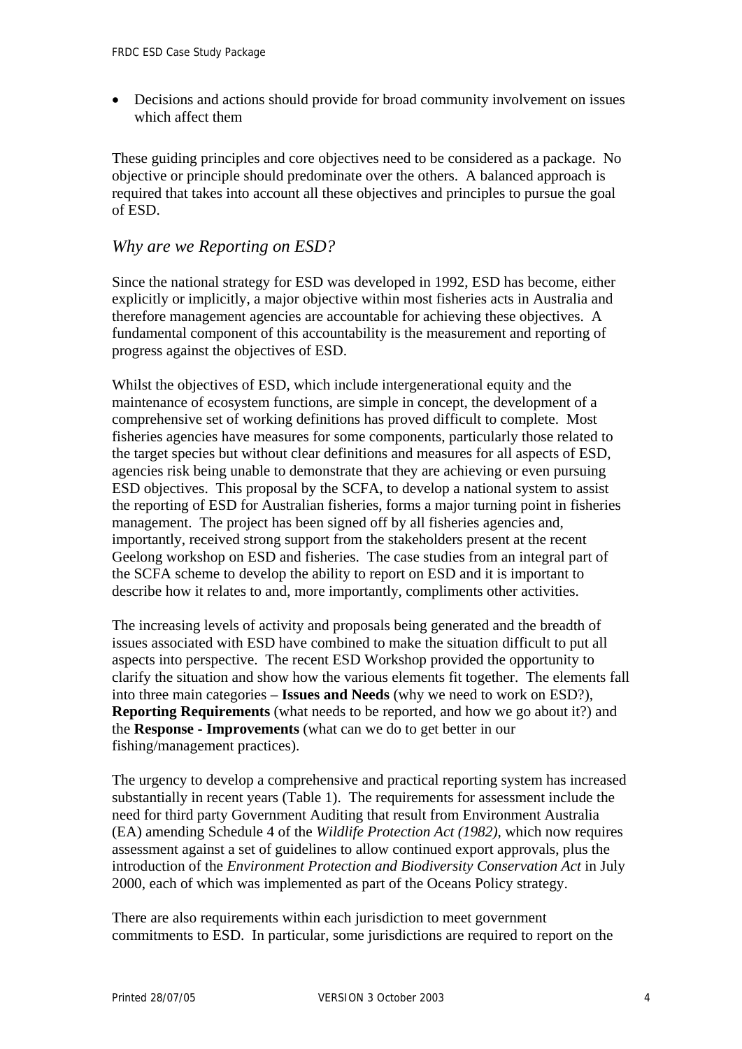- Decisions and actions should provide for broad community involvement on issues which affect them

These guiding principles and core objectives need to be considered as a package. No objective or principle should predominate over the others. A balanced approach is required that takes into account all these objectives and principles to pursue the goal of ESD.

## *Why are we Reporting on ESD?*

Since the national strategy for ESD was developed in 1992, ESD has become, either explicitly or implicitly, a major objective within most fisheries acts in Australia and therefore management agencies are accountable for achieving these objectives. A fundamental component of this accountability is the measurement and reporting of progress against the objectives of ESD.

Whilst the objectives of ESD, which include intergenerational equity and the maintenance of ecosystem functions, are simple in concept, the development of a comprehensive set of working definitions has proved difficult to complete. Most fisheries agencies have measures for some components, particularly those related to the target species but without clear definitions and measures for all aspects of ESD, agencies risk being unable to demonstrate that they are achieving or even pursuing ESD objectives. This proposal by the SCFA, to develop a national system to assist the reporting of ESD for Australian fisheries, forms a major turning point in fisheries management. The project has been signed off by all fisheries agencies and, importantly, received strong support from the stakeholders present at the recent Geelong workshop on ESD and fisheries. The case studies from an integral part of the SCFA scheme to develop the ability to report on ESD and it is important to describe how it relates to and, more importantly, compliments other activities.

The increasing levels of activity and proposals being generated and the breadth of issues associated with ESD have combined to make the situation difficult to put all aspects into perspective. The recent ESD Workshop provided the opportunity to clarify the situation and show how the various elements fit together. The elements fall into three main categories – **Issues and Needs** (why we need to work on ESD?), **Reporting Requirements** (what needs to be reported, and how we go about it?) and the **Response - Improvements** (what can we do to get better in our fishing/management practices).

The urgency to develop a comprehensive and practical reporting system has increased substantially in recent years (Table 1). The requirements for assessment include the need for third party Government Auditing that result from Environment Australia (EA) amending Schedule 4 of the *Wildlife Protection Act (1982)*, which now requires assessment against a set of guidelines to allow continued export approvals, plus the introduction of the *Environment Protection and Biodiversity Conservation Act* in July 2000, each of which was implemented as part of the Oceans Policy strategy.

There are also requirements within each jurisdiction to meet government commitments to ESD. In particular, some jurisdictions are required to report on the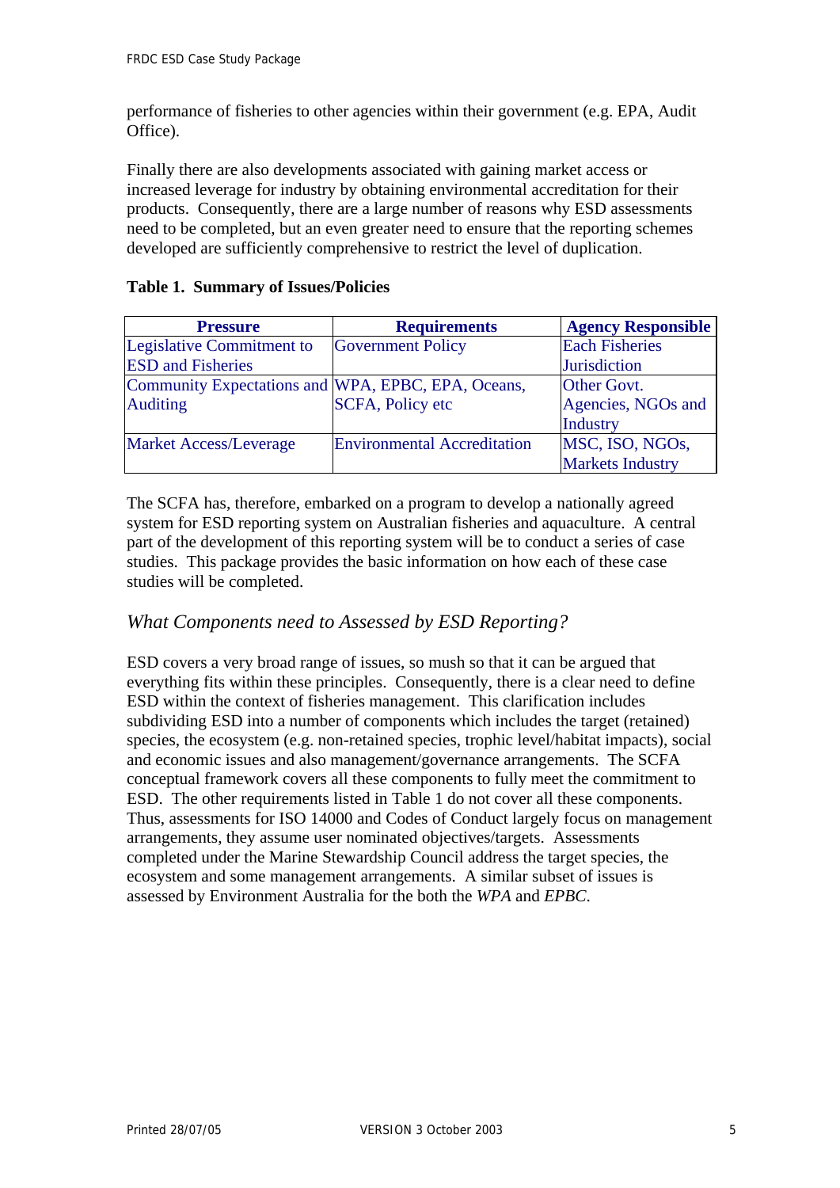performance of fisheries to other agencies within their government (e.g. EPA, Audit Office).

Finally there are also developments associated with gaining market access or increased leverage for industry by obtaining environmental accreditation for their products. Consequently, there are a large number of reasons why ESD assessments need to be completed, but an even greater need to ensure that the reporting schemes developed are sufficiently comprehensive to restrict the level of duplication.

**Table 1. Summary of Issues/Policies**

| Pressure | Requirements | Agency Responsible |
|---|---|---|
| Legislative Commitment to ESD and Fisheries | Government Policy | Each Fisheries Jurisdiction |
| Community Expectations and Auditing | WPA, EPBC, EPA, Oceans, SCFA, Policy etc | Other Govt. Agencies, NGOs and Industry |
| Market Access/Leverage | Environmental Accreditation | MSC, ISO, NGOs, Markets Industry |

The SCFA has, therefore, embarked on a program to develop a nationally agreed system for ESD reporting system on Australian fisheries and aquaculture. A central part of the development of this reporting system will be to conduct a series of case studies. This package provides the basic information on how each of these case studies will be completed.

## *What Components need to Assessed by ESD Reporting?*

ESD covers a very broad range of issues, so mush so that it can be argued that everything fits within these principles. Consequently, there is a clear need to define ESD within the context of fisheries management. This clarification includes subdividing ESD into a number of components which includes the target (retained) species, the ecosystem (e.g. non-retained species, trophic level/habitat impacts), social and economic issues and also management/governance arrangements. The SCFA conceptual framework covers all these components to fully meet the commitment to ESD. The other requirements listed in Table 1 do not cover all these components. Thus, assessments for ISO 14000 and Codes of Conduct largely focus on management arrangements, they assume user nominated objectives/targets. Assessments completed under the Marine Stewardship Council address the target species, the ecosystem and some management arrangements. A similar subset of issues is assessed by Environment Australia for the both the *WPA* and *EPBC*.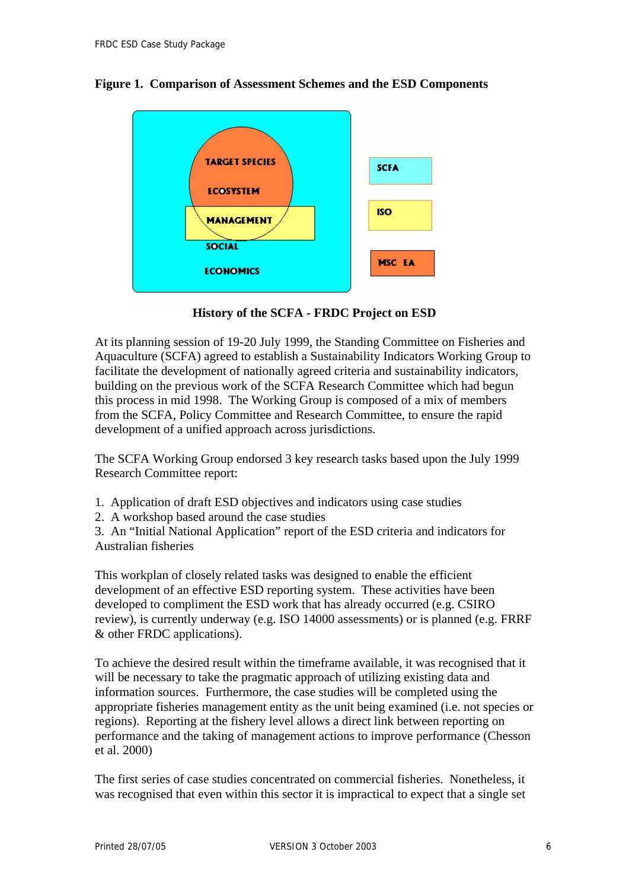**Figure 1. Comparison of Assessment Schemes and the ESD Components**

TARGET SPECIES

ECOSYSTEM

MANAGEMENT

SOCIAL

ECONOMICS

SCFA

ISO

MSC EA

## History of the SCFA - FRDC Project on ESD

At its planning session of 19-20 July 1999, the Standing Committee on Fisheries and Aquaculture (SCFA) agreed to establish a Sustainability Indicators Working Group to facilitate the development of nationally agreed criteria and sustainability indicators, building on the previous work of the SCFA Research Committee which had begun this process in mid 1998. The Working Group is composed of a mix of members from the SCFA, Policy Committee and Research Committee, to ensure the rapid development of a unified approach across jurisdictions.

The SCFA Working Group endorsed 3 key research tasks based upon the July 1999 Research Committee report:

1. Application of draft ESD objectives and indicators using case studies
2. A workshop based around the case studies
3. An "Initial National Application" report of the ESD criteria and indicators for Australian fisheries

This workplan of closely related tasks was designed to enable the efficient development of an effective ESD reporting system. These activities have been developed to compliment the ESD work that has already occurred (e.g. CSIRO review), is currently underway (e.g. ISO 14000 assessments) or is planned (e.g. FRRF & other FRDC applications).

To achieve the desired result within the timeframe available, it was recognised that it will be necessary to take the pragmatic approach of utilizing existing data and information sources. Furthermore, the case studies will be completed using the appropriate fisheries management entity as the unit being examined (i.e. not species or regions). Reporting at the fishery level allows a direct link between reporting on performance and the taking of management actions to improve performance (Chesson et al. 2000)

The first series of case studies concentrated on commercial fisheries. Nonetheless, it was recognised that even within this sector it is impractical to expect that a single set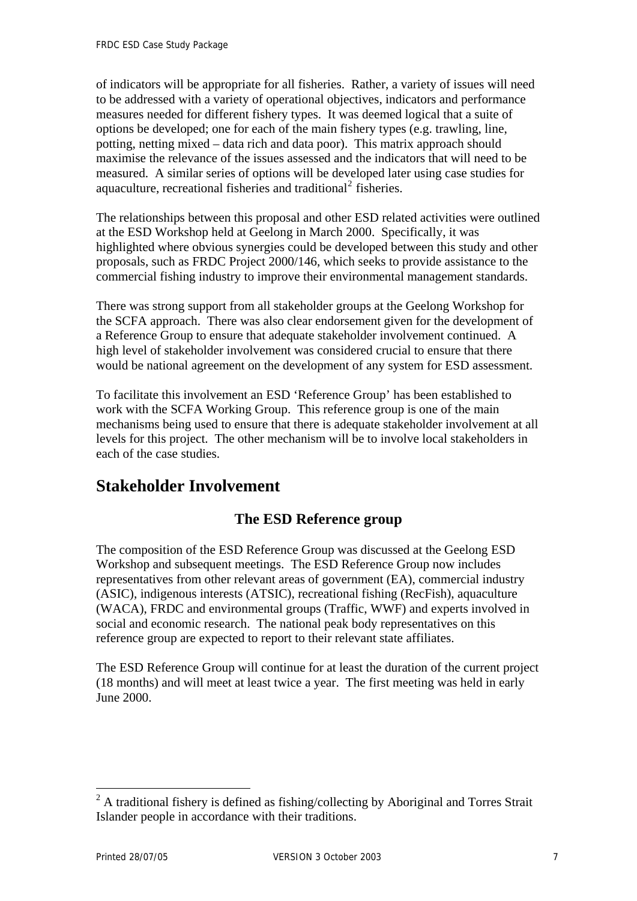of indicators will be appropriate for all fisheries. Rather, a variety of issues will need to be addressed with a variety of operational objectives, indicators and performance measures needed for different fishery types. It was deemed logical that a suite of options be developed; one for each of the main fishery types (e.g. trawling, line, potting, netting mixed – data rich and data poor). This matrix approach should maximise the relevance of the issues assessed and the indicators that will need to be measured. A similar series of options will be developed later using case studies for aquaculture, recreational fisheries and traditional[2] fisheries.

The relationships between this proposal and other ESD related activities were outlined at the ESD Workshop held at Geelong in March 2000. Specifically, it was highlighted where obvious synergies could be developed between this study and other proposals, such as FRDC Project 2000/146, which seeks to provide assistance to the commercial fishing industry to improve their environmental management standards.

There was strong support from all stakeholder groups at the Geelong Workshop for the SCFA approach. There was also clear endorsement given for the development of a Reference Group to ensure that adequate stakeholder involvement continued. A high level of stakeholder involvement was considered crucial to ensure that there would be national agreement on the development of any system for ESD assessment.

To facilitate this involvement an ESD 'Reference Group' has been established to work with the SCFA Working Group. This reference group is one of the main mechanisms being used to ensure that there is adequate stakeholder involvement at all levels for this project. The other mechanism will be to involve local stakeholders in each of the case studies.

# Stakeholder Involvement

## The ESD Reference group

The composition of the ESD Reference Group was discussed at the Geelong ESD Workshop and subsequent meetings. The ESD Reference Group now includes representatives from other relevant areas of government (EA), commercial industry (ASIC), indigenous interests (ATSIC), recreational fishing (RecFish), aquaculture (WACA), FRDC and environmental groups (Traffic, WWF) and experts involved in social and economic research. The national peak body representatives on this reference group are expected to report to their relevant state affiliates.

The ESD Reference Group will continue for at least the duration of the current project (18 months) and will meet at least twice a year. The first meeting was held in early June 2000.

[2] A traditional fishery is defined as fishing/collecting by Aboriginal and Torres Strait Islander people in accordance with their traditions.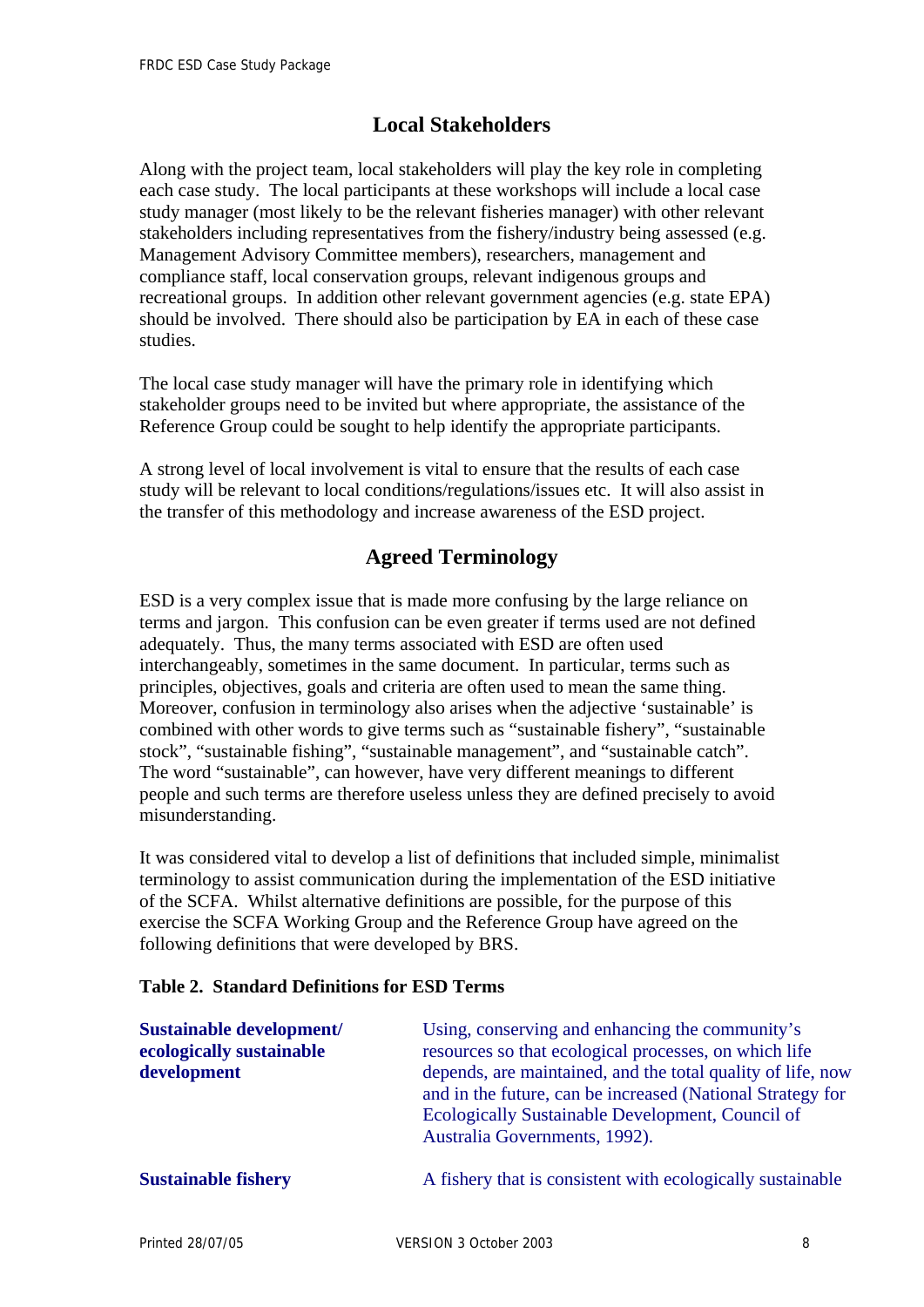## Local Stakeholders

Along with the project team, local stakeholders will play the key role in completing each case study. The local participants at these workshops will include a local case study manager (most likely to be the relevant fisheries manager) with other relevant stakeholders including representatives from the fishery/industry being assessed (e.g. Management Advisory Committee members), researchers, management and compliance staff, local conservation groups, relevant indigenous groups and recreational groups. In addition other relevant government agencies (e.g. state EPA) should be involved. There should also be participation by EA in each of these case studies.

The local case study manager will have the primary role in identifying which stakeholder groups need to be invited but where appropriate, the assistance of the Reference Group could be sought to help identify the appropriate participants.

A strong level of local involvement is vital to ensure that the results of each case study will be relevant to local conditions/regulations/issues etc. It will also assist in the transfer of this methodology and increase awareness of the ESD project.

## Agreed Terminology

ESD is a very complex issue that is made more confusing by the large reliance on terms and jargon. This confusion can be even greater if terms used are not defined adequately. Thus, the many terms associated with ESD are often used interchangeably, sometimes in the same document. In particular, terms such as principles, objectives, goals and criteria are often used to mean the same thing. Moreover, confusion in terminology also arises when the adjective 'sustainable' is combined with other words to give terms such as "sustainable fishery", "sustainable stock", "sustainable fishing", "sustainable management", and "sustainable catch". The word "sustainable", can however, have very different meanings to different people and such terms are therefore useless unless they are defined precisely to avoid misunderstanding.

It was considered vital to develop a list of definitions that included simple, minimalist terminology to assist communication during the implementation of the ESD initiative of the SCFA. Whilst alternative definitions are possible, for the purpose of this exercise the SCFA Working Group and the Reference Group have agreed on the following definitions that were developed by BRS.

**Table 2. Standard Definitions for ESD Terms**

| Term | Definition |
|---|---|
| **Sustainable development/ ecologically sustainable development** | Using, conserving and enhancing the community's resources so that ecological processes, on which life depends, are maintained, and the total quality of life, now and in the future, can be increased (National Strategy for Ecologically Sustainable Development, Council of Australia Governments, 1992). |
| **Sustainable fishery** | A fishery that is consistent with ecologically sustainable |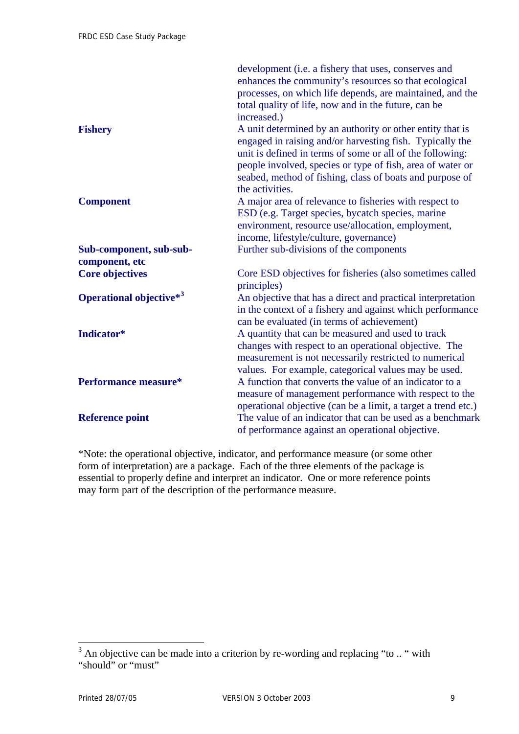| | |
|---|---|
| | development (i.e. a fishery that uses, conserves and enhances the community's resources so that ecological processes, on which life depends, are maintained, and the total quality of life, now and in the future, can be increased.) |
| **Fishery** | A unit determined by an authority or other entity that is engaged in raising and/or harvesting fish. Typically the unit is defined in terms of some or all of the following: people involved, species or type of fish, area of water or seabed, method of fishing, class of boats and purpose of the activities. |
| **Component** | A major area of relevance to fisheries with respect to ESD (e.g. Target species, bycatch species, marine environment, resource use/allocation, employment, income, lifestyle/culture, governance) |
| **Sub-component, sub-sub-component, etc** | Further sub-divisions of the components |
| **Core objectives** | Core ESD objectives for fisheries (also sometimes called principles) |
| **Operational objective***[3] | An objective that has a direct and practical interpretation in the context of a fishery and against which performance can be evaluated (in terms of achievement) |
| **Indicator*** | A quantity that can be measured and used to track changes with respect to an operational objective. The measurement is not necessarily restricted to numerical values. For example, categorical values may be used. |
| **Performance measure*** | A function that converts the value of an indicator to a measure of management performance with respect to the operational objective (can be a limit, a target a trend etc.) |
| **Reference point** | The value of an indicator that can be used as a benchmark of performance against an operational objective. |

*Note: the operational objective, indicator, and performance measure (or some other form of interpretation) are a package. Each of the three elements of the package is essential to properly define and interpret an indicator. One or more reference points may form part of the description of the performance measure.

[3] An objective can be made into a criterion by re-wording and replacing "to .. " with "should" or "must"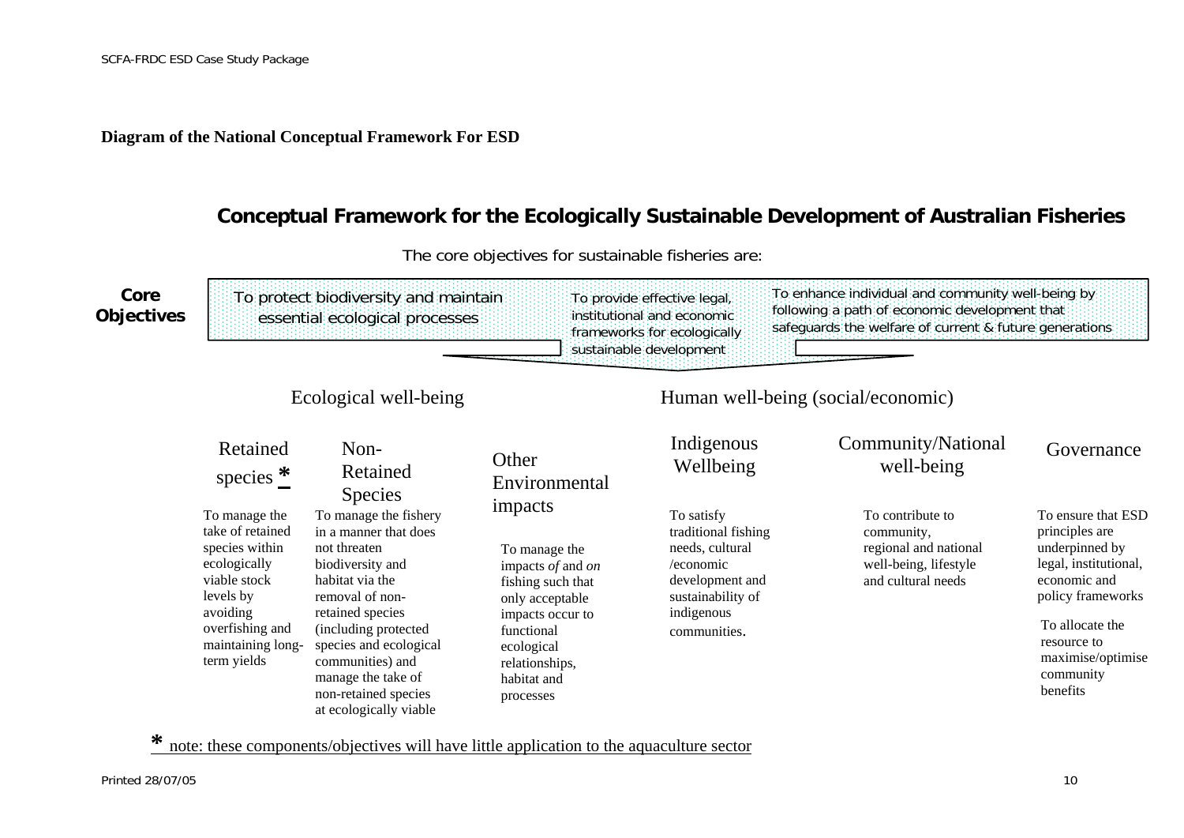**Diagram of the National Conceptual Framework For ESD**

## Conceptual Framework for the Ecologically Sustainable Development of Australian Fisheries

The core objectives for sustainable fisheries are:

**Core Objectives**

- To protect biodiversity and maintain essential ecological processes
- To provide effective legal, institutional and economic frameworks for ecologically sustainable development
- To enhance individual and community well-being by following a path of economic development that safeguards the welfare of current & future generations

### Ecological well-being

**Retained species *** 

To manage the take of retained species within ecologically viable stock levels by avoiding overfishing and maintaining long-term yields

**Non-Retained Species**

To manage the fishery in a manner that does not threaten biodiversity and habitat via the removal of non-retained species (including protected species and ecological communities) and manage the take of non-retained species at ecologically viable

**Other Environmental impacts**

To manage the impacts *of* and *on* fishing such that only acceptable impacts occur to functional ecological relationships, habitat and processes

### Human well-being (social/economic)

**Indigenous Wellbeing**

To satisfy traditional fishing needs, cultural /economic development and sustainability of indigenous communities.

**Community/National well-being**

To contribute to community, regional and national well-being, lifestyle and cultural needs

**Governance**

To ensure that ESD principles are underpinned by legal, institutional, economic and policy frameworks

To allocate the resource to maximise/optimise community benefits

**\*** note: these components/objectives will have little application to the aquaculture sector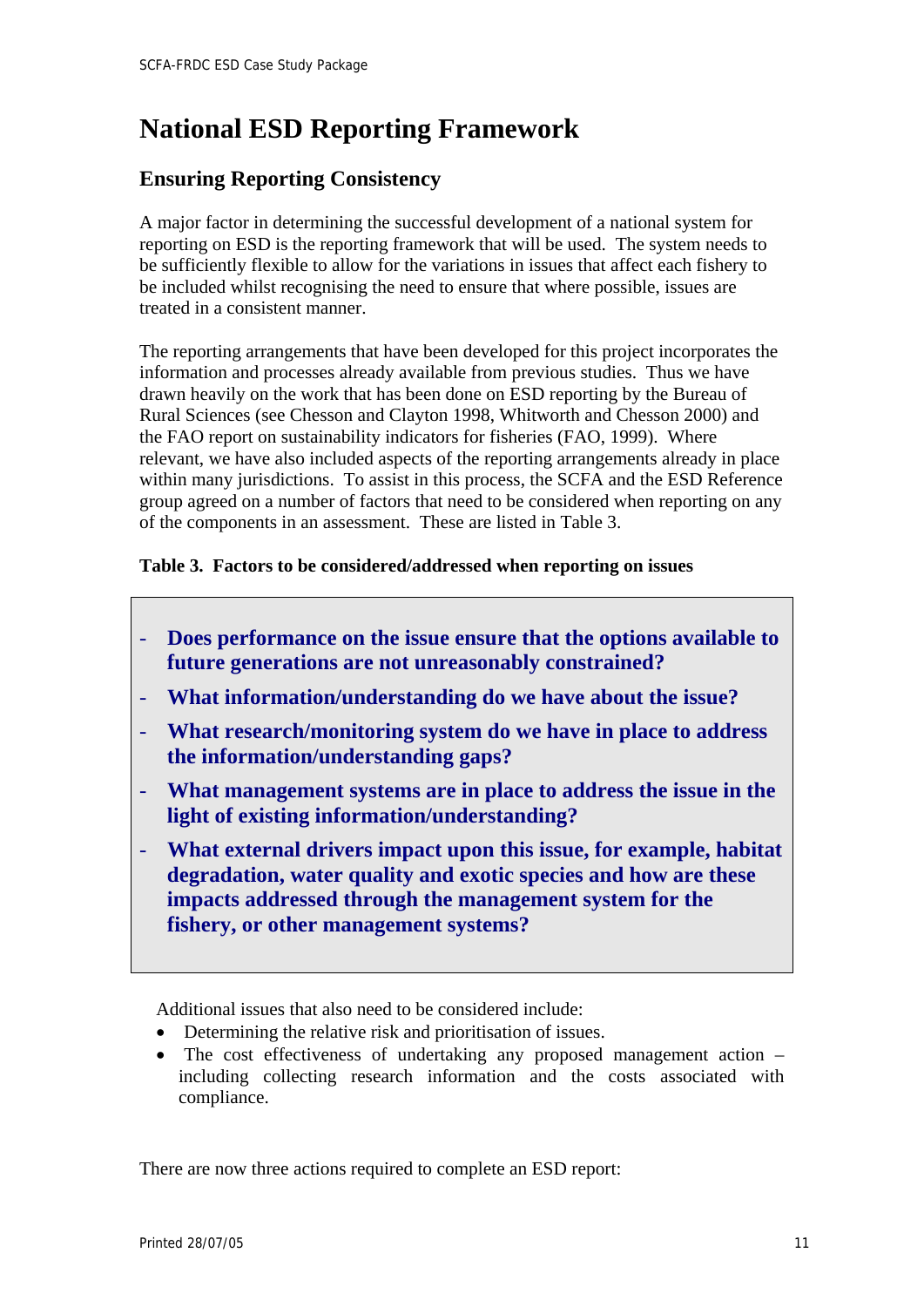# National ESD Reporting Framework

## Ensuring Reporting Consistency

A major factor in determining the successful development of a national system for reporting on ESD is the reporting framework that will be used. The system needs to be sufficiently flexible to allow for the variations in issues that affect each fishery to be included whilst recognising the need to ensure that where possible, issues are treated in a consistent manner.

The reporting arrangements that have been developed for this project incorporates the information and processes already available from previous studies. Thus we have drawn heavily on the work that has been done on ESD reporting by the Bureau of Rural Sciences (see Chesson and Clayton 1998, Whitworth and Chesson 2000) and the FAO report on sustainability indicators for fisheries (FAO, 1999). Where relevant, we have also included aspects of the reporting arrangements already in place within many jurisdictions. To assist in this process, the SCFA and the ESD Reference group agreed on a number of factors that need to be considered when reporting on any of the components in an assessment. These are listed in Table 3.

**Table 3. Factors to be considered/addressed when reporting on issues**

- **Does performance on the issue ensure that the options available to future generations are not unreasonably constrained?**
- **What information/understanding do we have about the issue?**
- **What research/monitoring system do we have in place to address the information/understanding gaps?**
- **What management systems are in place to address the issue in the light of existing information/understanding?**
- **What external drivers impact upon this issue, for example, habitat degradation, water quality and exotic species and how are these impacts addressed through the management system for the fishery, or other management systems?**

Additional issues that also need to be considered include:

- Determining the relative risk and prioritisation of issues.
- The cost effectiveness of undertaking any proposed management action – including collecting research information and the costs associated with compliance.

There are now three actions required to complete an ESD report: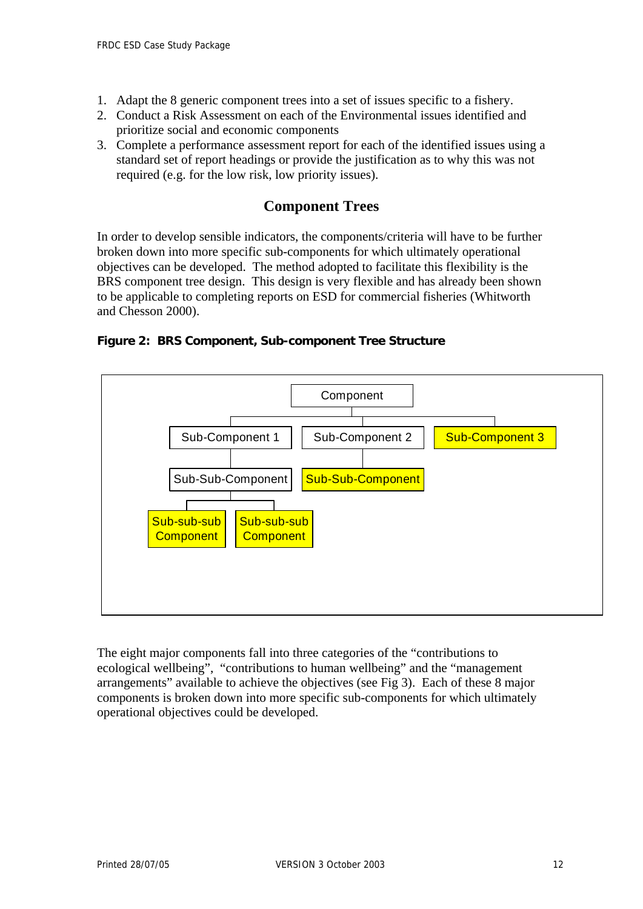1. Adapt the 8 generic component trees into a set of issues specific to a fishery.
2. Conduct a Risk Assessment on each of the Environmental issues identified and prioritize social and economic components
3. Complete a performance assessment report for each of the identified issues using a standard set of report headings or provide the justification as to why this was not required (e.g. for the low risk, low priority issues).

## Component Trees

In order to develop sensible indicators, the components/criteria will have to be further broken down into more specific sub-components for which ultimately operational objectives can be developed. The method adopted to facilitate this flexibility is the BRS component tree design. This design is very flexible and has already been shown to be applicable to completing reports on ESD for commercial fisheries (Whitworth and Chesson 2000).

**Figure 2: BRS Component, Sub-component Tree Structure**

- Component
  - Sub-Component 1
    - Sub-Sub-Component
      - Sub-sub-sub Component
      - Sub-sub-sub Component
  - Sub-Component 2
    - Sub-Sub-Component
  - Sub-Component 3

The eight major components fall into three categories of the "contributions to ecological wellbeing", "contributions to human wellbeing" and the "management arrangements" available to achieve the objectives (see Fig 3). Each of these 8 major components is broken down into more specific sub-components for which ultimately operational objectives could be developed.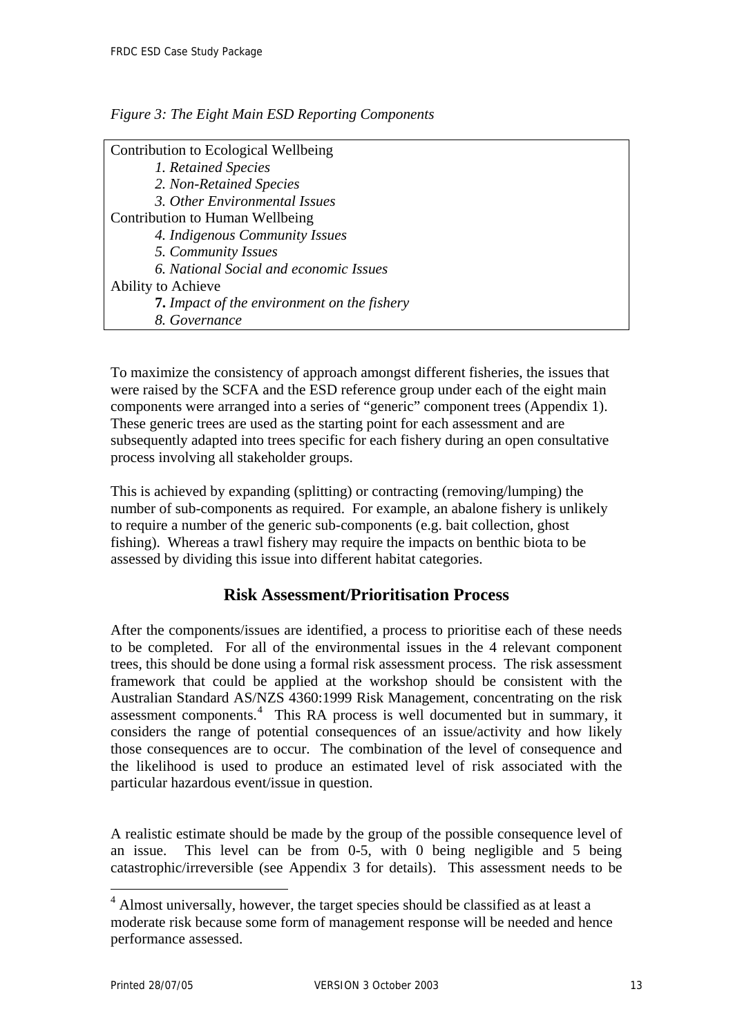*Figure 3: The Eight Main ESD Reporting Components*

Contribution to Ecological Wellbeing

- *1. Retained Species*
- *2. Non-Retained Species*
- *3. Other Environmental Issues*

Contribution to Human Wellbeing

- *4. Indigenous Community Issues*
- *5. Community Issues*
- *6. National Social and economic Issues*

Ability to Achieve

- **7.** *Impact of the environment on the fishery*
- *8. Governance*

To maximize the consistency of approach amongst different fisheries, the issues that were raised by the SCFA and the ESD reference group under each of the eight main components were arranged into a series of "generic" component trees (Appendix 1). These generic trees are used as the starting point for each assessment and are subsequently adapted into trees specific for each fishery during an open consultative process involving all stakeholder groups.

This is achieved by expanding (splitting) or contracting (removing/lumping) the number of sub-components as required. For example, an abalone fishery is unlikely to require a number of the generic sub-components (e.g. bait collection, ghost fishing). Whereas a trawl fishery may require the impacts on benthic biota to be assessed by dividing this issue into different habitat categories.

## Risk Assessment/Prioritisation Process

After the components/issues are identified, a process to prioritise each of these needs to be completed. For all of the environmental issues in the 4 relevant component trees, this should be done using a formal risk assessment process. The risk assessment framework that could be applied at the workshop should be consistent with the Australian Standard AS/NZS 4360:1999 Risk Management, concentrating on the risk assessment components.[4] This RA process is well documented but in summary, it considers the range of potential consequences of an issue/activity and how likely those consequences are to occur. The combination of the level of consequence and the likelihood is used to produce an estimated level of risk associated with the particular hazardous event/issue in question.

A realistic estimate should be made by the group of the possible consequence level of an issue. This level can be from 0-5, with 0 being negligible and 5 being catastrophic/irreversible (see Appendix 3 for details). This assessment needs to be

[4] Almost universally, however, the target species should be classified as at least a moderate risk because some form of management response will be needed and hence performance assessed.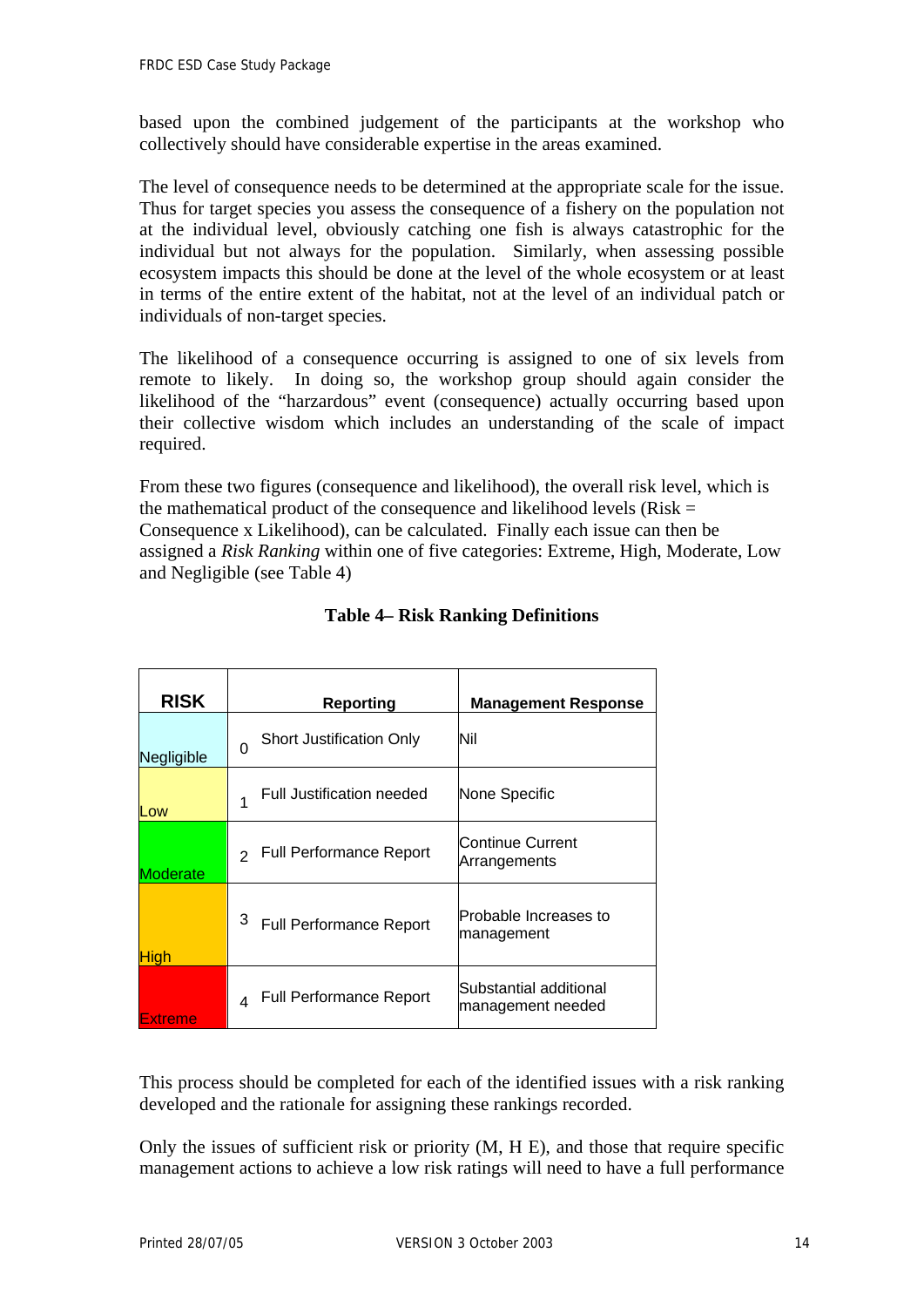based upon the combined judgement of the participants at the workshop who collectively should have considerable expertise in the areas examined.

The level of consequence needs to be determined at the appropriate scale for the issue. Thus for target species you assess the consequence of a fishery on the population not at the individual level, obviously catching one fish is always catastrophic for the individual but not always for the population. Similarly, when assessing possible ecosystem impacts this should be done at the level of the whole ecosystem or at least in terms of the entire extent of the habitat, not at the level of an individual patch or individuals of non-target species.

The likelihood of a consequence occurring is assigned to one of six levels from remote to likely. In doing so, the workshop group should again consider the likelihood of the "harzardous" event (consequence) actually occurring based upon their collective wisdom which includes an understanding of the scale of impact required.

From these two figures (consequence and likelihood), the overall risk level, which is the mathematical product of the consequence and likelihood levels (Risk = Consequence x Likelihood), can be calculated. Finally each issue can then be assigned a *Risk Ranking* within one of five categories: Extreme, High, Moderate, Low and Negligible (see Table 4)

**Table 4– Risk Ranking Definitions**

| RISK | Reporting | Management Response |
|---|---|---|
| Negligible | 0 Short Justification Only | Nil |
| Low | 1 Full Justification needed | None Specific |
| Moderate | 2 Full Performance Report | Continue Current Arrangements |
| High | 3 Full Performance Report | Probable Increases to management |
| Extreme | 4 Full Performance Report | Substantial additional management needed |

This process should be completed for each of the identified issues with a risk ranking developed and the rationale for assigning these rankings recorded.

Only the issues of sufficient risk or priority (M, H E), and those that require specific management actions to achieve a low risk ratings will need to have a full performance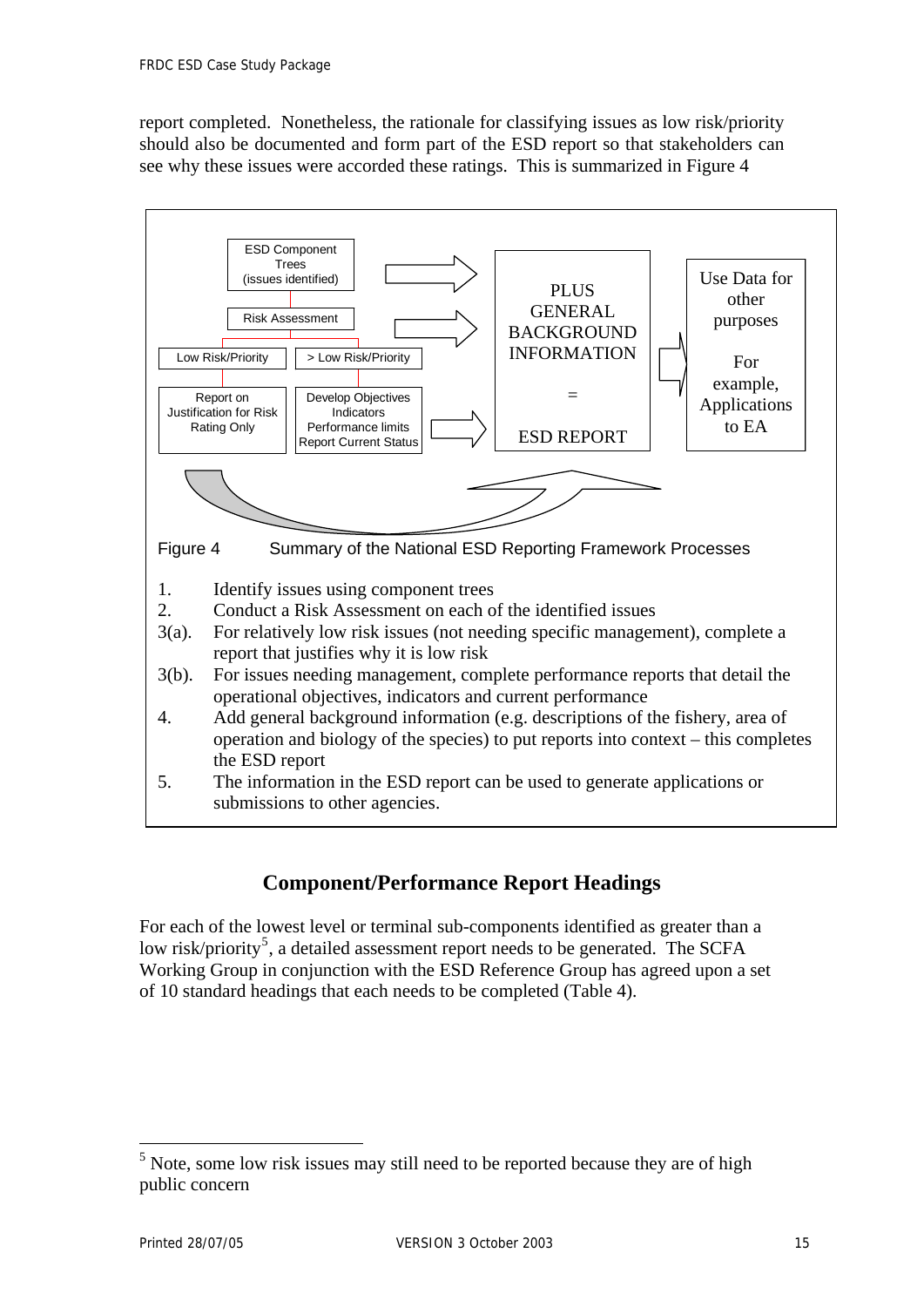report completed. Nonetheless, the rationale for classifying issues as low risk/priority should also be documented and form part of the ESD report so that stakeholders can see why these issues were accorded these ratings. This is summarized in Figure 4

ESD Component Trees (issues identified)

Risk Assessment

Low Risk/Priority | > Low Risk/Priority

Report on Justification for Risk Rating Only | Develop Objectives Indicators Performance limits Report Current Status

PLUS GENERAL BACKGROUND INFORMATION = ESD REPORT

Use Data for other purposes. For example, Applications to EA

Figure 4 Summary of the National ESD Reporting Framework Processes

1. Identify issues using component trees
2. Conduct a Risk Assessment on each of the identified issues

3(a). For relatively low risk issues (not needing specific management), complete a report that justifies why it is low risk

3(b). For issues needing management, complete performance reports that detail the operational objectives, indicators and current performance

4. Add general background information (e.g. descriptions of the fishery, area of operation and biology of the species) to put reports into context – this completes the ESD report
5. The information in the ESD report can be used to generate applications or submissions to other agencies.

## Component/Performance Report Headings

For each of the lowest level or terminal sub-components identified as greater than a low risk/priority[5], a detailed assessment report needs to be generated. The SCFA Working Group in conjunction with the ESD Reference Group has agreed upon a set of 10 standard headings that each needs to be completed (Table 4).

[5] Note, some low risk issues may still need to be reported because they are of high public concern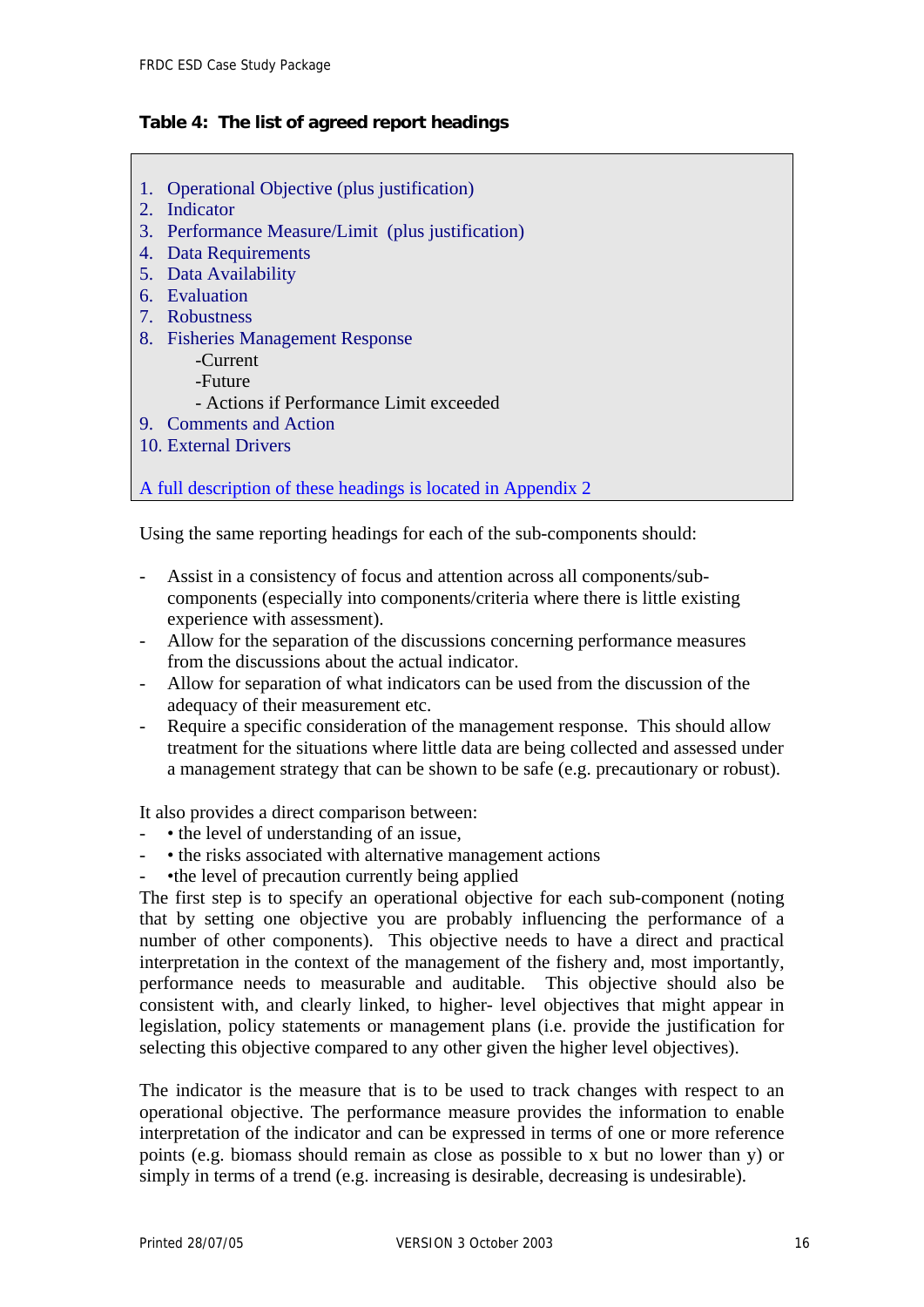**Table 4: The list of agreed report headings**

1. Operational Objective (plus justification)
2. Indicator
3. Performance Measure/Limit (plus justification)
4. Data Requirements
5. Data Availability
6. Evaluation
7. Robustness
8. Fisheries Management Response
    - Current
    - Future
    - Actions if Performance Limit exceeded
9. Comments and Action
10. External Drivers

A full description of these headings is located in Appendix 2

Using the same reporting headings for each of the sub-components should:

- Assist in a consistency of focus and attention across all components/sub-components (especially into components/criteria where there is little existing experience with assessment).
- Allow for the separation of the discussions concerning performance measures from the discussions about the actual indicator.
- Allow for separation of what indicators can be used from the discussion of the adequacy of their measurement etc.
- Require a specific consideration of the management response. This should allow treatment for the situations where little data are being collected and assessed under a management strategy that can be shown to be safe (e.g. precautionary or robust).

It also provides a direct comparison between:

- • the level of understanding of an issue,
- • the risks associated with alternative management actions
- •the level of precaution currently being applied

The first step is to specify an operational objective for each sub-component (noting that by setting one objective you are probably influencing the performance of a number of other components). This objective needs to have a direct and practical interpretation in the context of the management of the fishery and, most importantly, performance needs to measurable and auditable. This objective should also be consistent with, and clearly linked, to higher- level objectives that might appear in legislation, policy statements or management plans (i.e. provide the justification for selecting this objective compared to any other given the higher level objectives).

The indicator is the measure that is to be used to track changes with respect to an operational objective. The performance measure provides the information to enable interpretation of the indicator and can be expressed in terms of one or more reference points (e.g. biomass should remain as close as possible to x but no lower than y) or simply in terms of a trend (e.g. increasing is desirable, decreasing is undesirable).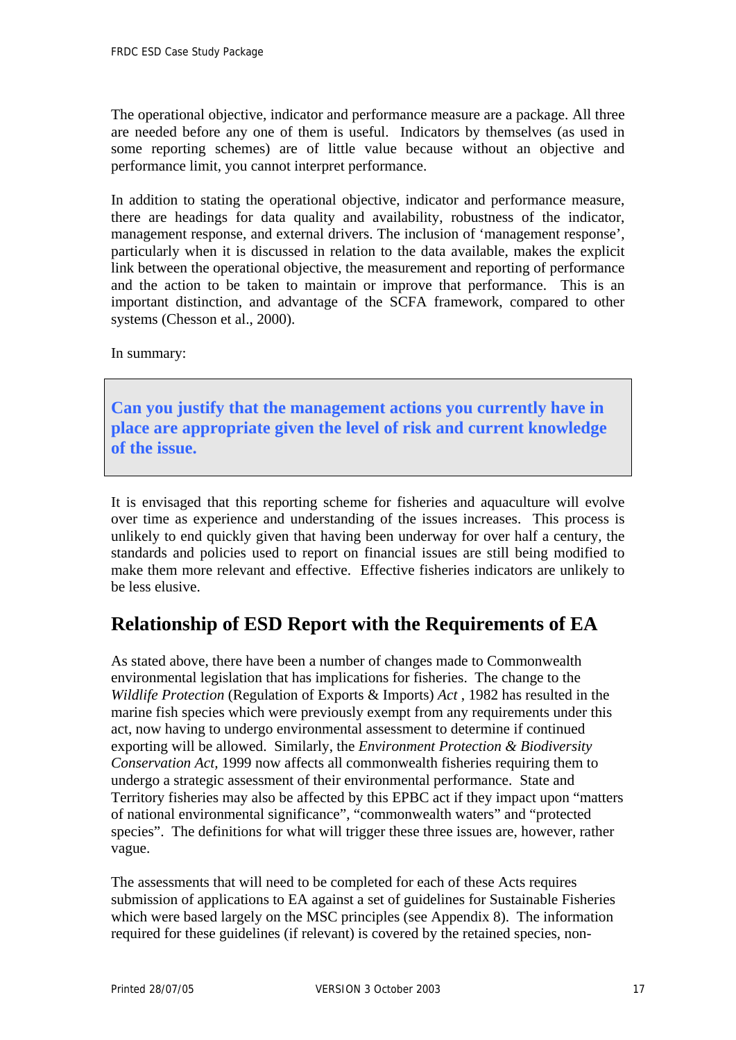The operational objective, indicator and performance measure are a package. All three are needed before any one of them is useful. Indicators by themselves (as used in some reporting schemes) are of little value because without an objective and performance limit, you cannot interpret performance.

In addition to stating the operational objective, indicator and performance measure, there are headings for data quality and availability, robustness of the indicator, management response, and external drivers. The inclusion of 'management response', particularly when it is discussed in relation to the data available, makes the explicit link between the operational objective, the measurement and reporting of performance and the action to be taken to maintain or improve that performance. This is an important distinction, and advantage of the SCFA framework, compared to other systems (Chesson et al., 2000).

In summary:

> **Can you justify that the management actions you currently have in place are appropriate given the level of risk and current knowledge of the issue.**

It is envisaged that this reporting scheme for fisheries and aquaculture will evolve over time as experience and understanding of the issues increases. This process is unlikely to end quickly given that having been underway for over half a century, the standards and policies used to report on financial issues are still being modified to make them more relevant and effective. Effective fisheries indicators are unlikely to be less elusive.

## Relationship of ESD Report with the Requirements of EA

As stated above, there have been a number of changes made to Commonwealth environmental legislation that has implications for fisheries. The change to the *Wildlife Protection* (Regulation of Exports & Imports) *Act* , 1982 has resulted in the marine fish species which were previously exempt from any requirements under this act, now having to undergo environmental assessment to determine if continued exporting will be allowed. Similarly, the *Environment Protection & Biodiversity Conservation Act*, 1999 now affects all commonwealth fisheries requiring them to undergo a strategic assessment of their environmental performance. State and Territory fisheries may also be affected by this EPBC act if they impact upon "matters of national environmental significance", "commonwealth waters" and "protected species". The definitions for what will trigger these three issues are, however, rather vague.

The assessments that will need to be completed for each of these Acts requires submission of applications to EA against a set of guidelines for Sustainable Fisheries which were based largely on the MSC principles (see Appendix 8). The information required for these guidelines (if relevant) is covered by the retained species, non-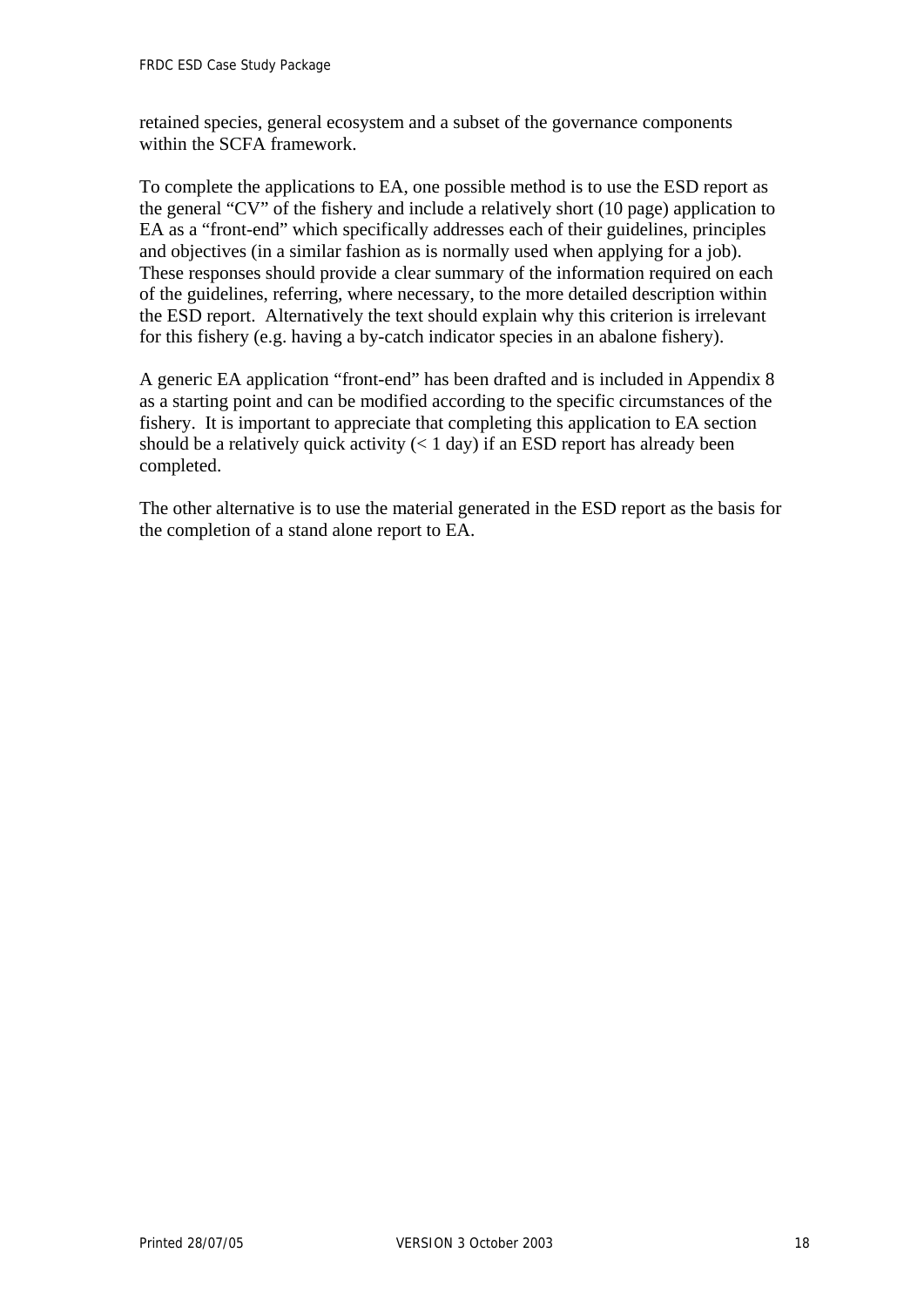retained species, general ecosystem and a subset of the governance components within the SCFA framework.

To complete the applications to EA, one possible method is to use the ESD report as the general "CV" of the fishery and include a relatively short (10 page) application to EA as a "front-end" which specifically addresses each of their guidelines, principles and objectives (in a similar fashion as is normally used when applying for a job). These responses should provide a clear summary of the information required on each of the guidelines, referring, where necessary, to the more detailed description within the ESD report. Alternatively the text should explain why this criterion is irrelevant for this fishery (e.g. having a by-catch indicator species in an abalone fishery).

A generic EA application "front-end" has been drafted and is included in Appendix 8 as a starting point and can be modified according to the specific circumstances of the fishery. It is important to appreciate that completing this application to EA section should be a relatively quick activity (< 1 day) if an ESD report has already been completed.

The other alternative is to use the material generated in the ESD report as the basis for the completion of a stand alone report to EA.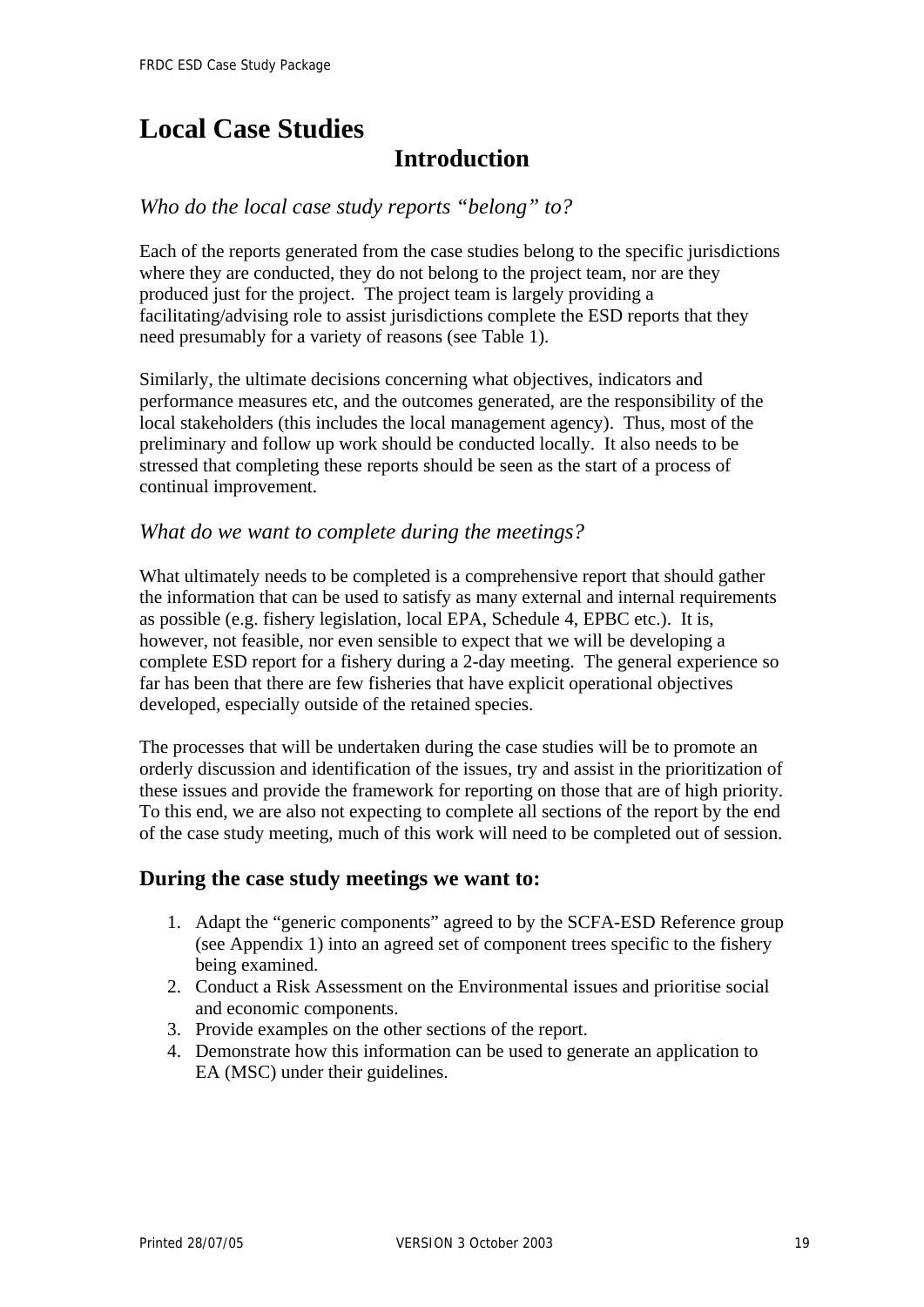# Local Case Studies

## Introduction

### *Who do the local case study reports "belong" to?*

Each of the reports generated from the case studies belong to the specific jurisdictions where they are conducted, they do not belong to the project team, nor are they produced just for the project. The project team is largely providing a facilitating/advising role to assist jurisdictions complete the ESD reports that they need presumably for a variety of reasons (see Table 1).

Similarly, the ultimate decisions concerning what objectives, indicators and performance measures etc, and the outcomes generated, are the responsibility of the local stakeholders (this includes the local management agency). Thus, most of the preliminary and follow up work should be conducted locally. It also needs to be stressed that completing these reports should be seen as the start of a process of continual improvement.

### *What do we want to complete during the meetings?*

What ultimately needs to be completed is a comprehensive report that should gather the information that can be used to satisfy as many external and internal requirements as possible (e.g. fishery legislation, local EPA, Schedule 4, EPBC etc.). It is, however, not feasible, nor even sensible to expect that we will be developing a complete ESD report for a fishery during a 2-day meeting. The general experience so far has been that there are few fisheries that have explicit operational objectives developed, especially outside of the retained species.

The processes that will be undertaken during the case studies will be to promote an orderly discussion and identification of the issues, try and assist in the prioritization of these issues and provide the framework for reporting on those that are of high priority. To this end, we are also not expecting to complete all sections of the report by the end of the case study meeting, much of this work will need to be completed out of session.

### During the case study meetings we want to:

1. Adapt the "generic components" agreed to by the SCFA-ESD Reference group (see Appendix 1) into an agreed set of component trees specific to the fishery being examined.
2. Conduct a Risk Assessment on the Environmental issues and prioritise social and economic components.
3. Provide examples on the other sections of the report.
4. Demonstrate how this information can be used to generate an application to EA (MSC) under their guidelines.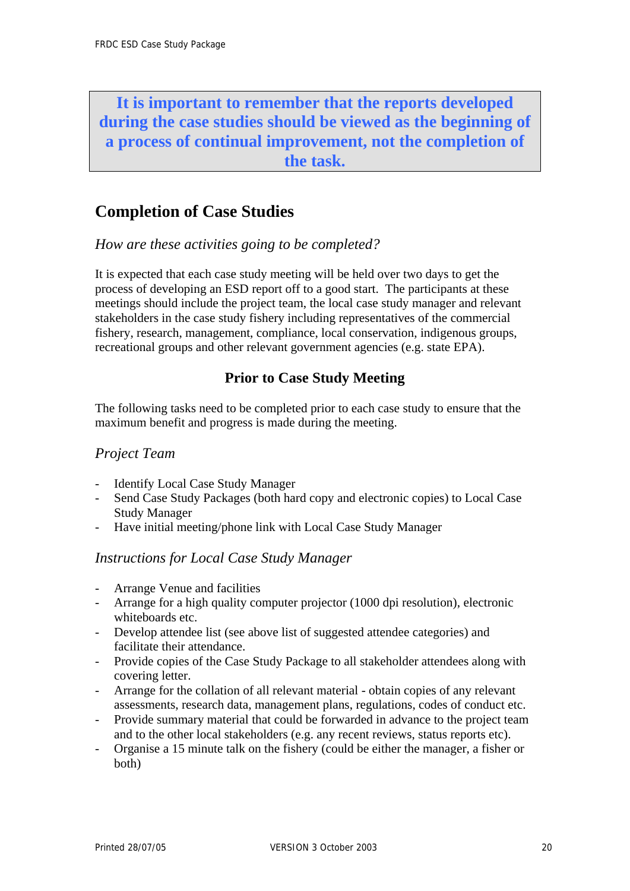**It is important to remember that the reports developed during the case studies should be viewed as the beginning of a process of continual improvement, not the completion of the task.**

## Completion of Case Studies

*How are these activities going to be completed?*

It is expected that each case study meeting will be held over two days to get the process of developing an ESD report off to a good start. The participants at these meetings should include the project team, the local case study manager and relevant stakeholders in the case study fishery including representatives of the commercial fishery, research, management, compliance, local conservation, indigenous groups, recreational groups and other relevant government agencies (e.g. state EPA).

### Prior to Case Study Meeting

The following tasks need to be completed prior to each case study to ensure that the maximum benefit and progress is made during the meeting.

*Project Team*

- Identify Local Case Study Manager
- Send Case Study Packages (both hard copy and electronic copies) to Local Case Study Manager
- Have initial meeting/phone link with Local Case Study Manager

*Instructions for Local Case Study Manager*

- Arrange Venue and facilities
- Arrange for a high quality computer projector (1000 dpi resolution), electronic whiteboards etc.
- Develop attendee list (see above list of suggested attendee categories) and facilitate their attendance.
- Provide copies of the Case Study Package to all stakeholder attendees along with covering letter.
- Arrange for the collation of all relevant material - obtain copies of any relevant assessments, research data, management plans, regulations, codes of conduct etc.
- Provide summary material that could be forwarded in advance to the project team and to the other local stakeholders (e.g. any recent reviews, status reports etc).
- Organise a 15 minute talk on the fishery (could be either the manager, a fisher or both)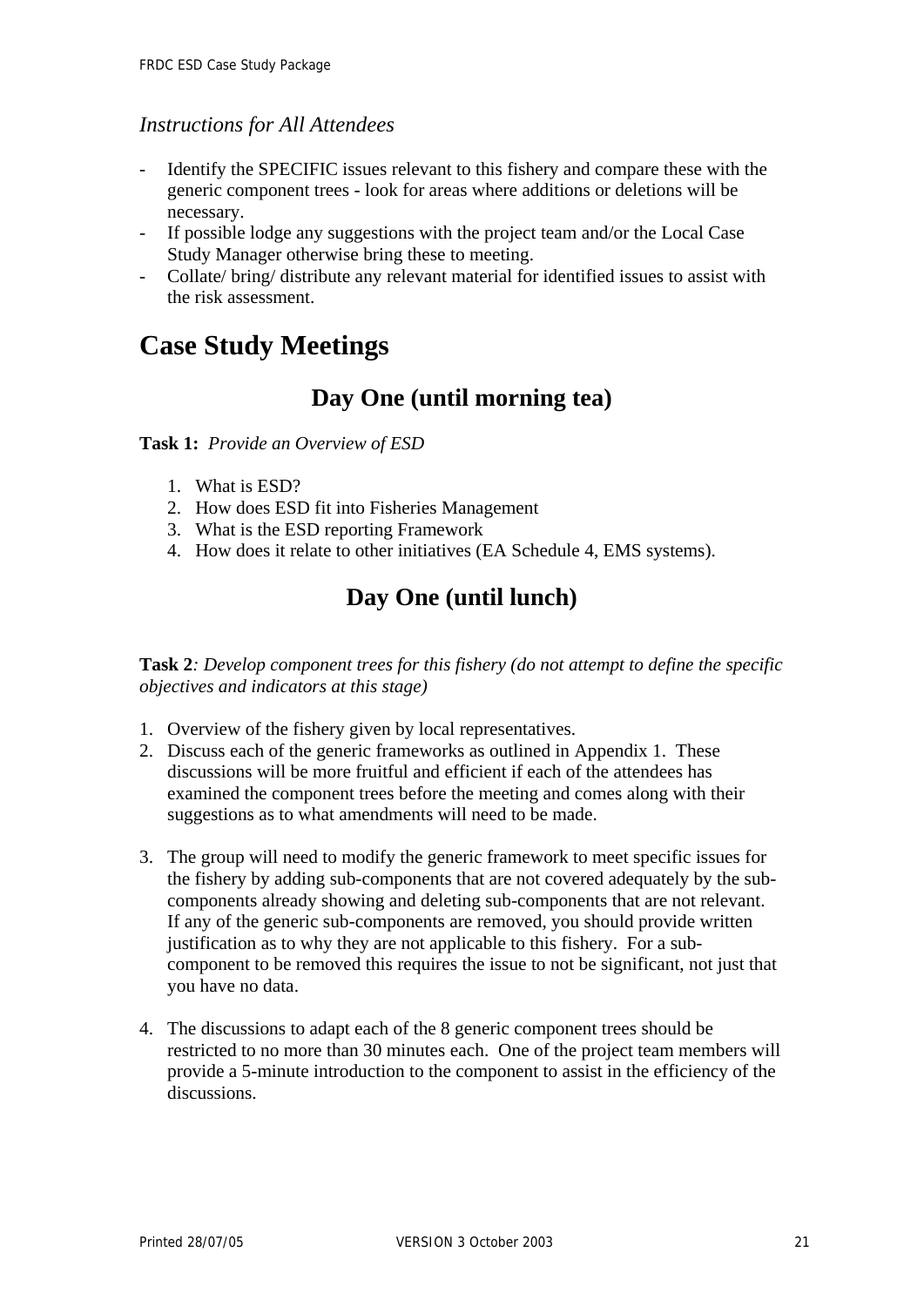*Instructions for All Attendees*

- Identify the SPECIFIC issues relevant to this fishery and compare these with the generic component trees - look for areas where additions or deletions will be necessary.
- If possible lodge any suggestions with the project team and/or the Local Case Study Manager otherwise bring these to meeting.
- Collate/ bring/ distribute any relevant material for identified issues to assist with the risk assessment.

# Case Study Meetings

## Day One (until morning tea)

**Task 1:** *Provide an Overview of ESD*

1. What is ESD?
2. How does ESD fit into Fisheries Management
3. What is the ESD reporting Framework
4. How does it relate to other initiatives (EA Schedule 4, EMS systems).

## Day One (until lunch)

**Task 2***: Develop component trees for this fishery (do not attempt to define the specific objectives and indicators at this stage)*

1. Overview of the fishery given by local representatives.
2. Discuss each of the generic frameworks as outlined in Appendix 1. These discussions will be more fruitful and efficient if each of the attendees has examined the component trees before the meeting and comes along with their suggestions as to what amendments will need to be made.
3. The group will need to modify the generic framework to meet specific issues for the fishery by adding sub-components that are not covered adequately by the sub-components already showing and deleting sub-components that are not relevant. If any of the generic sub-components are removed, you should provide written justification as to why they are not applicable to this fishery. For a sub-component to be removed this requires the issue to not be significant, not just that you have no data.
4. The discussions to adapt each of the 8 generic component trees should be restricted to no more than 30 minutes each. One of the project team members will provide a 5-minute introduction to the component to assist in the efficiency of the discussions.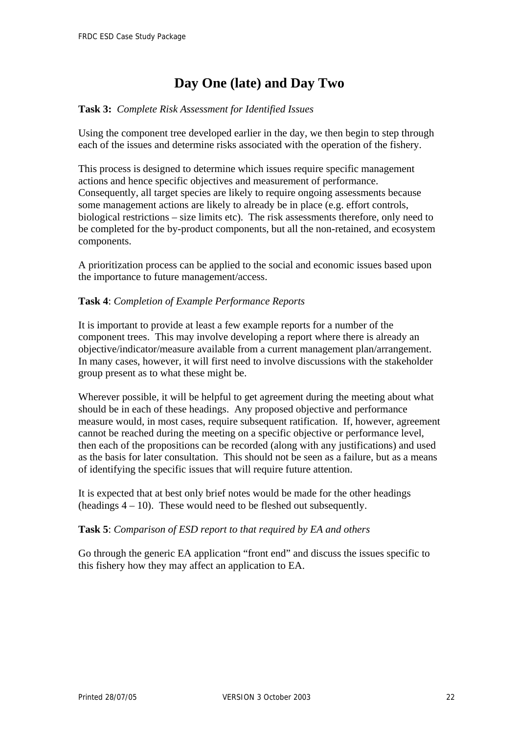# Day One (late) and Day Two

**Task 3:** *Complete Risk Assessment for Identified Issues*

Using the component tree developed earlier in the day, we then begin to step through each of the issues and determine risks associated with the operation of the fishery.

This process is designed to determine which issues require specific management actions and hence specific objectives and measurement of performance. Consequently, all target species are likely to require ongoing assessments because some management actions are likely to already be in place (e.g. effort controls, biological restrictions – size limits etc). The risk assessments therefore, only need to be completed for the by-product components, but all the non-retained, and ecosystem components.

A prioritization process can be applied to the social and economic issues based upon the importance to future management/access.

**Task 4**: *Completion of Example Performance Reports*

It is important to provide at least a few example reports for a number of the component trees. This may involve developing a report where there is already an objective/indicator/measure available from a current management plan/arrangement. In many cases, however, it will first need to involve discussions with the stakeholder group present as to what these might be.

Wherever possible, it will be helpful to get agreement during the meeting about what should be in each of these headings. Any proposed objective and performance measure would, in most cases, require subsequent ratification. If, however, agreement cannot be reached during the meeting on a specific objective or performance level, then each of the propositions can be recorded (along with any justifications) and used as the basis for later consultation. This should not be seen as a failure, but as a means of identifying the specific issues that will require future attention.

It is expected that at best only brief notes would be made for the other headings (headings 4 – 10). These would need to be fleshed out subsequently.

**Task 5**: *Comparison of ESD report to that required by EA and others*

Go through the generic EA application "front end" and discuss the issues specific to this fishery how they may affect an application to EA.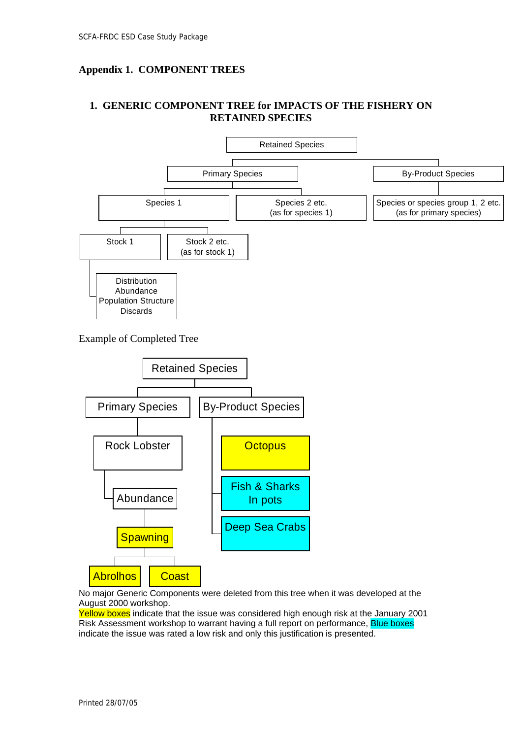# Appendix 1. COMPONENT TREES

## 1. GENERIC COMPONENT TREE for IMPACTS OF THE FISHERY ON RETAINED SPECIES

- Retained Species
  - Primary Species
    - Species 1
      - Stock 1
        - Distribution
        - Abundance
        - Population Structure
        - Discards
      - Stock 2 etc. (as for stock 1)
    - Species 2 etc. (as for species 1)
  - By-Product Species
    - Species or species group 1, 2 etc. (as for primary species)

Example of Completed Tree

- Retained Species
  - Primary Species
    - Rock Lobster
      - Abundance
        - Spawning
          - Abrolhos
          - Coast
  - By-Product Species
    - Octopus
    - Fish & Sharks In pots
    - Deep Sea Crabs

No major Generic Components were deleted from this tree when it was developed at the August 2000 workshop.
Yellow boxes indicate that the issue was considered high enough risk at the January 2001 Risk Assessment workshop to warrant having a full report on performance, Blue boxes indicate the issue was rated a low risk and only this justification is presented.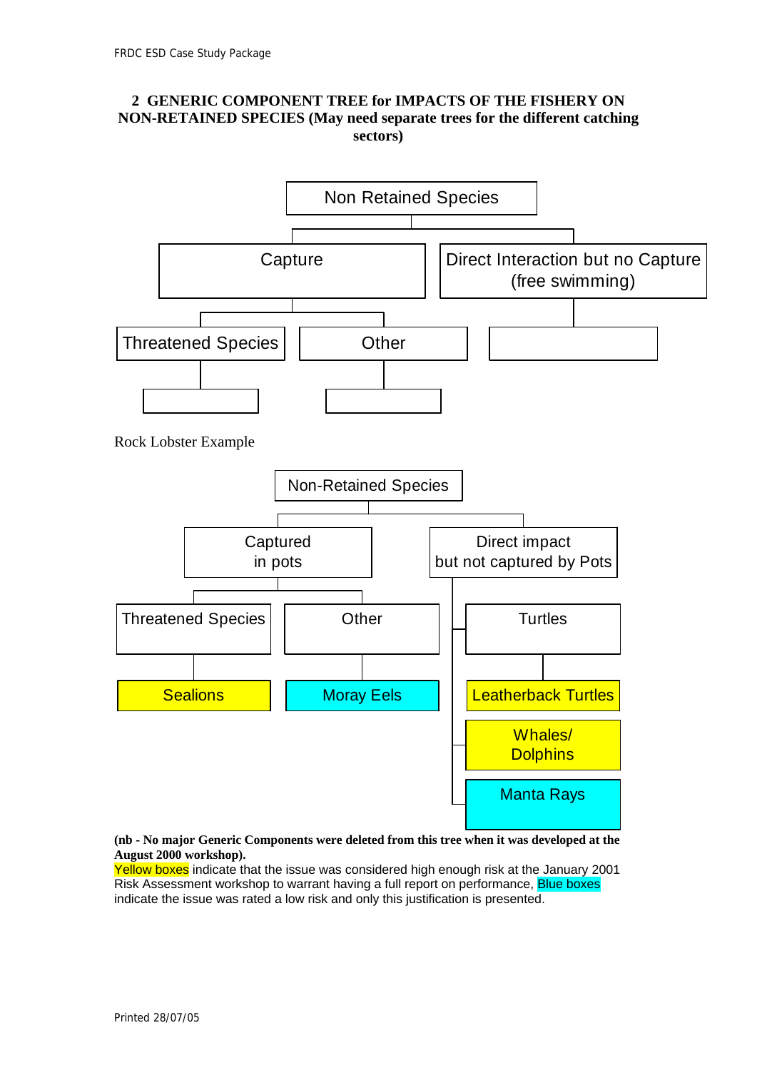## 2 GENERIC COMPONENT TREE for IMPACTS OF THE FISHERY ON NON-RETAINED SPECIES (May need separate trees for the different catching sectors)

- Non Retained Species
  - Capture
    - Threatened Species
      - (blank)
    - Other
      - (blank)
  - Direct Interaction but no Capture (free swimming)
    - (blank)

Rock Lobster Example

- Non-Retained Species
  - Captured in pots
    - Threatened Species
      - Sealions
    - Other
      - Moray Eels
  - Direct impact but not captured by Pots
    - Turtles
      - Leatherback Turtles
    - Whales/ Dolphins
    - Manta Rays

**(nb - No major Generic Components were deleted from this tree when it was developed at the August 2000 workshop).**

Yellow boxes indicate that the issue was considered high enough risk at the January 2001 Risk Assessment workshop to warrant having a full report on performance, Blue boxes indicate the issue was rated a low risk and only this justification is presented.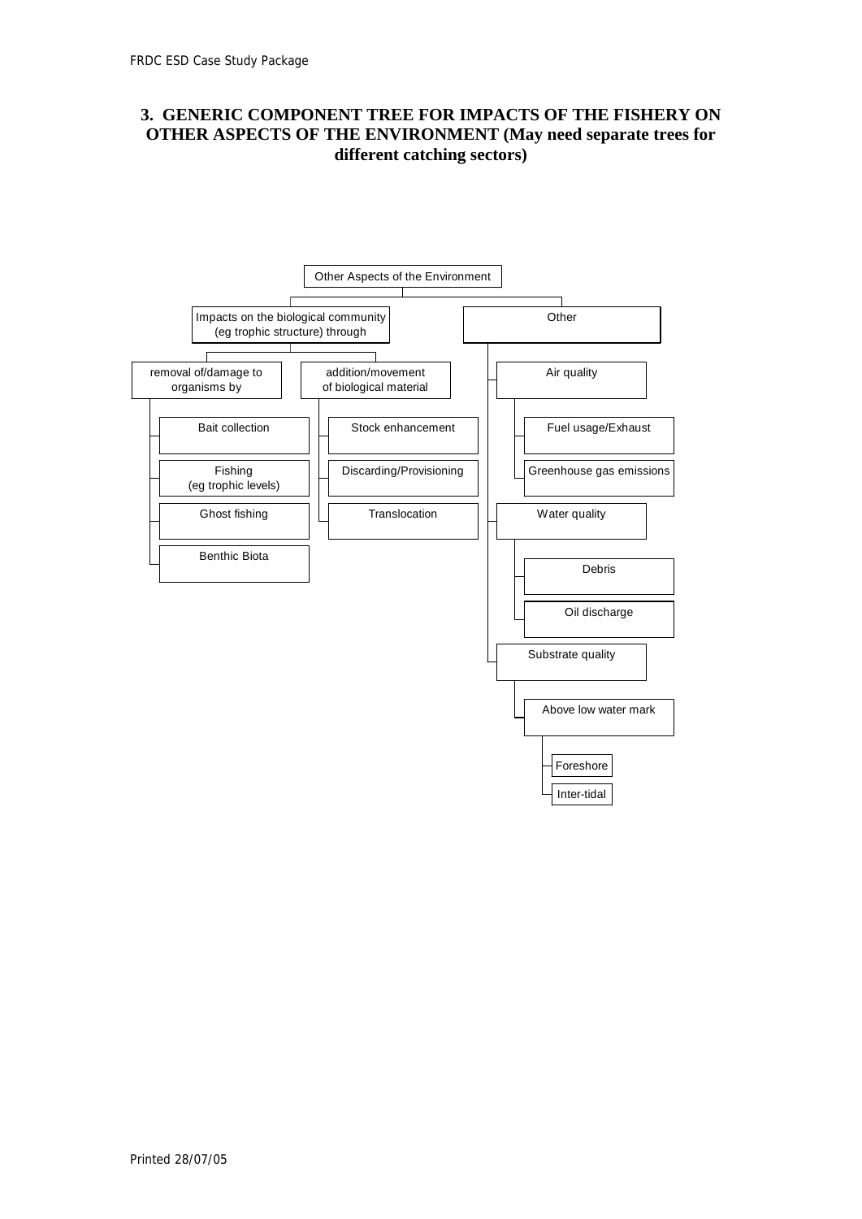## 3. GENERIC COMPONENT TREE FOR IMPACTS OF THE FISHERY ON OTHER ASPECTS OF THE ENVIRONMENT (May need separate trees for different catching sectors)

- Other Aspects of the Environment
  - Impacts on the biological community (eg trophic structure) through
    - removal of/damage to organisms by
      - Bait collection
      - Fishing (eg trophic levels)
      - Ghost fishing
      - Benthic Biota
    - addition/movement of biological material
      - Stock enhancement
      - Discarding/Provisioning
      - Translocation
  - Other
    - Air quality
      - Fuel usage/Exhaust
      - Greenhouse gas emissions
    - Water quality
      - Debris
      - Oil discharge
    - Substrate quality
      - Above low water mark
        - Foreshore
        - Inter-tidal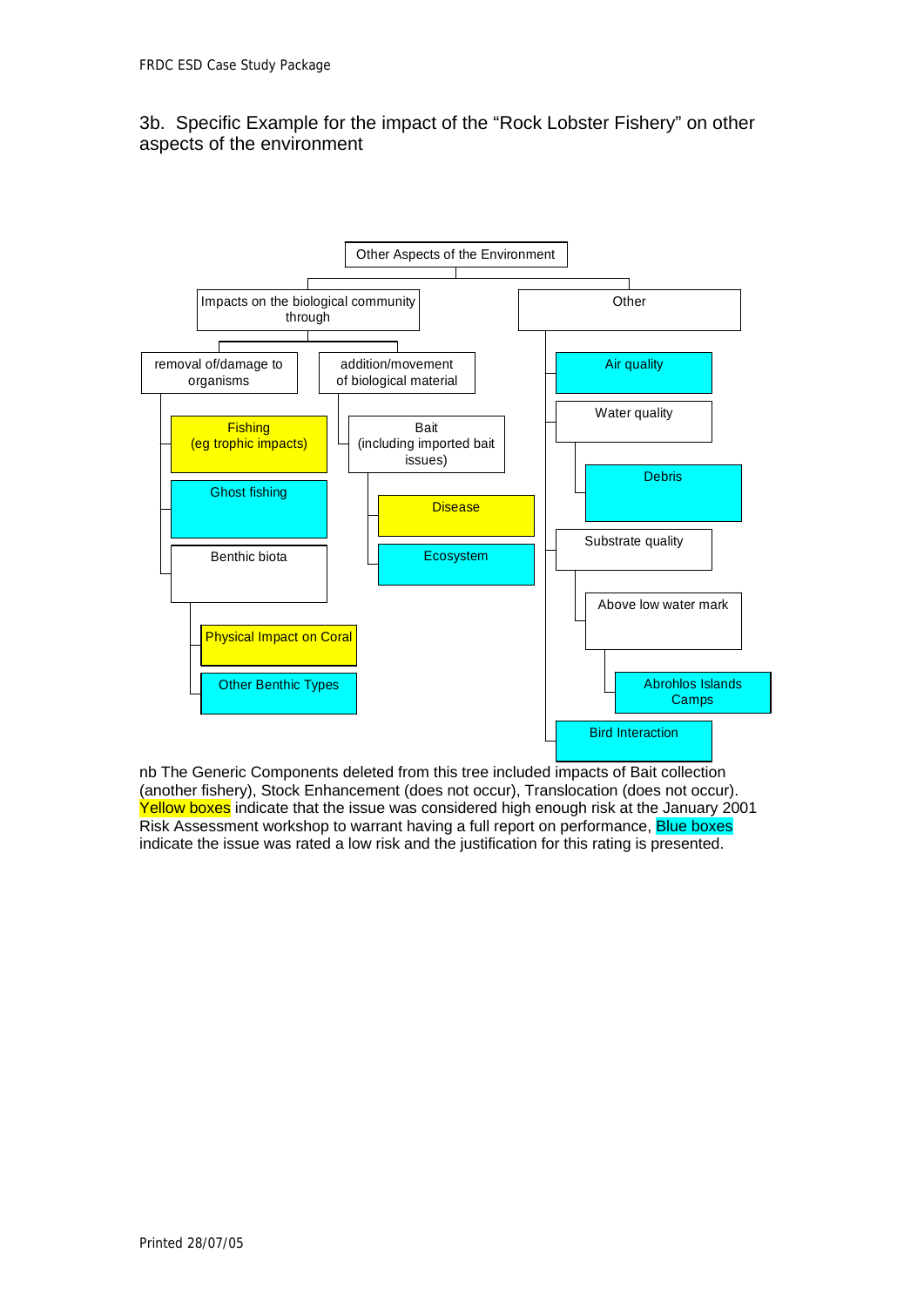### 3b. Specific Example for the impact of the "Rock Lobster Fishery" on other aspects of the environment

- Other Aspects of the Environment
  - Impacts on the biological community through
    - removal of/damage to organisms
      - Fishing (eg trophic impacts)
      - Ghost fishing
      - Benthic biota
        - Physical Impact on Coral
        - Other Benthic Types
    - addition/movement of biological material
      - Bait (including imported bait issues)
        - Disease
        - Ecosystem
  - Other
    - Air quality
    - Water quality
      - Debris
    - Substrate quality
      - Above low water mark
        - Abrohlos Islands Camps
    - Bird Interaction

nb The Generic Components deleted from this tree included impacts of Bait collection (another fishery), Stock Enhancement (does not occur), Translocation (does not occur). Yellow boxes indicate that the issue was considered high enough risk at the January 2001 Risk Assessment workshop to warrant having a full report on performance, Blue boxes indicate the issue was rated a low risk and the justification for this rating is presented.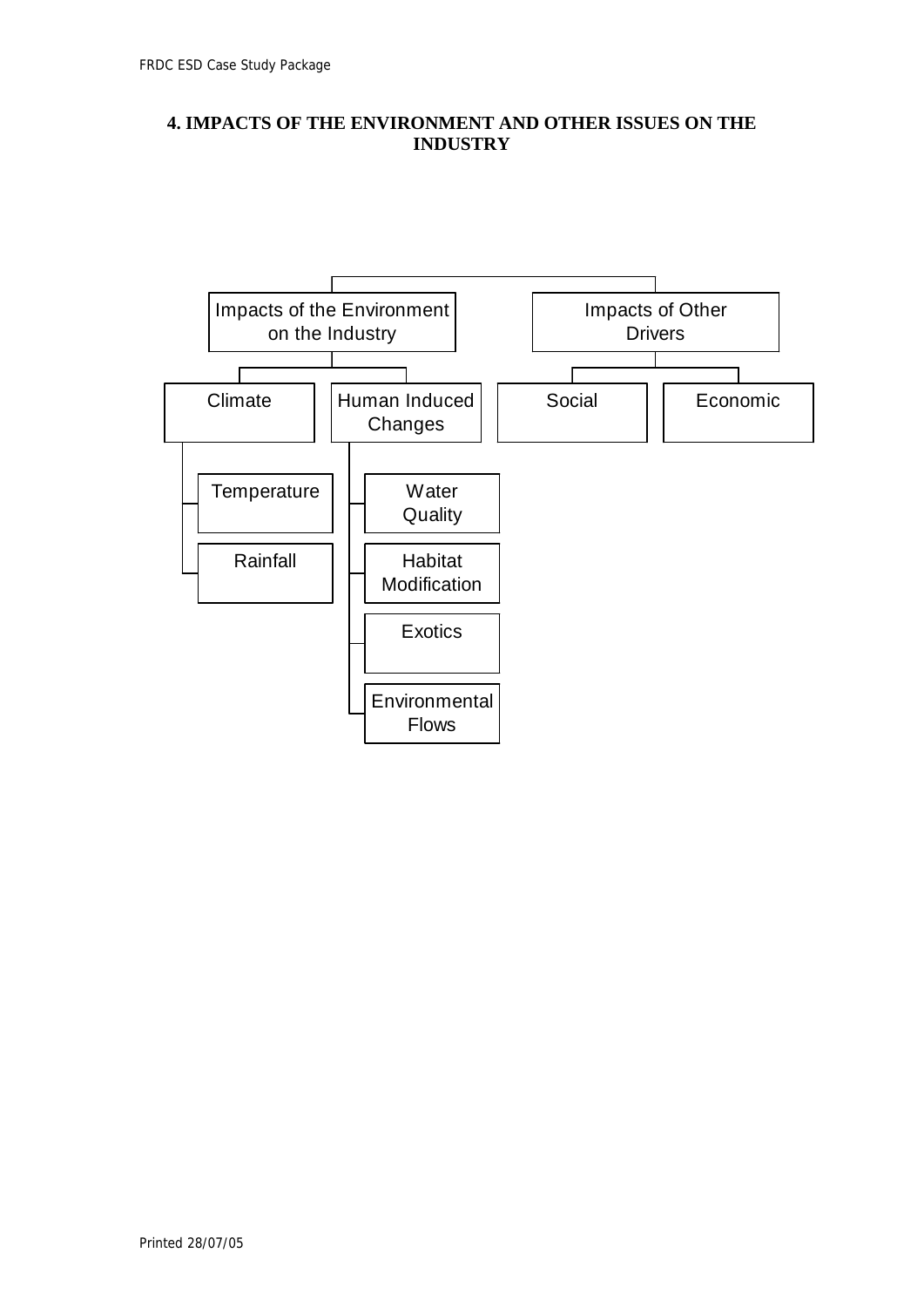## 4. IMPACTS OF THE ENVIRONMENT AND OTHER ISSUES ON THE INDUSTRY

- Impacts of the Environment on the Industry
  - Climate
    - Temperature
    - Rainfall
  - Human Induced Changes
    - Water Quality
    - Habitat Modification
    - Exotics
    - Environmental Flows
- Impacts of Other Drivers
  - Social
  - Economic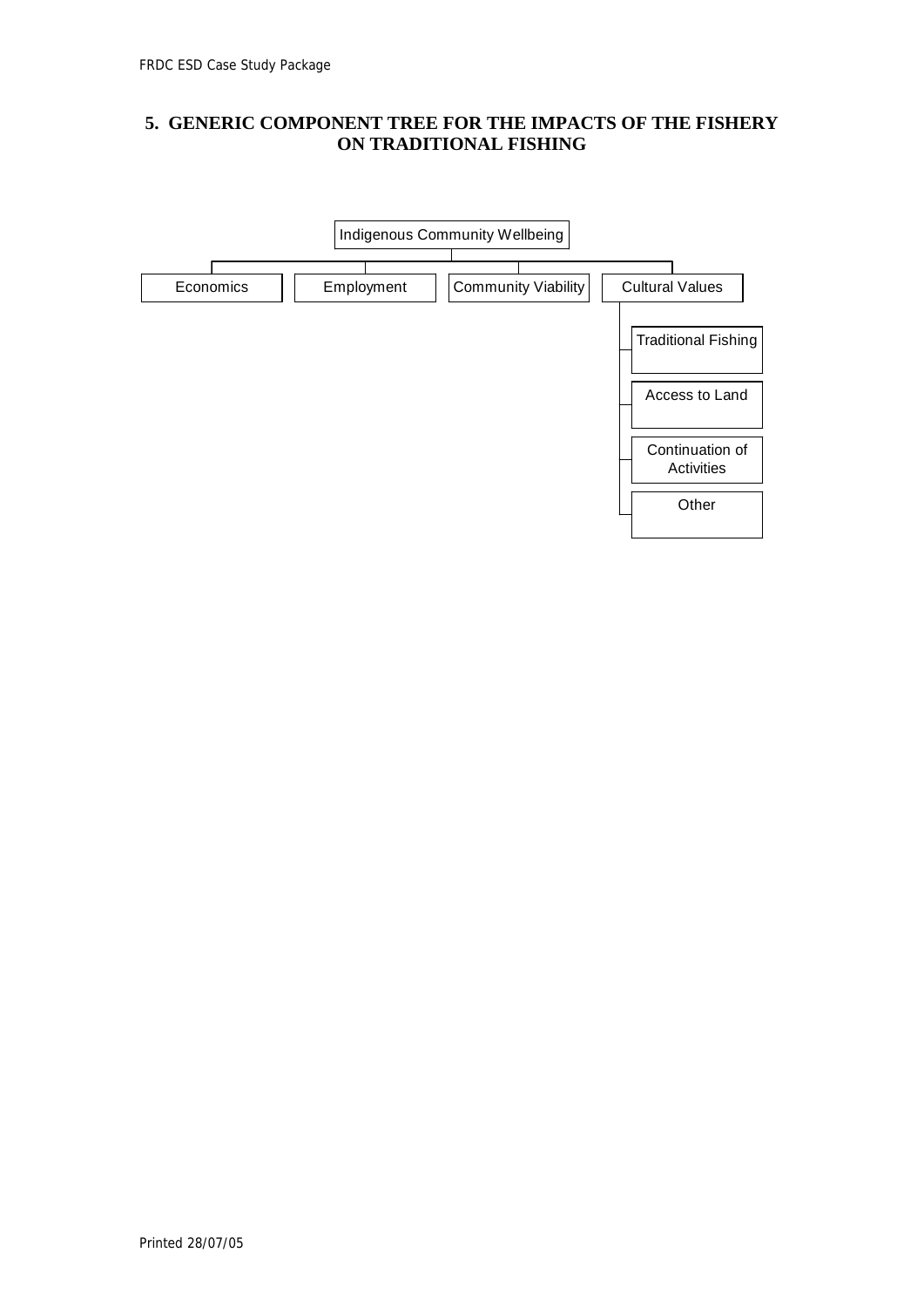## 5. GENERIC COMPONENT TREE FOR THE IMPACTS OF THE FISHERY ON TRADITIONAL FISHING

- Indigenous Community Wellbeing
  - Economics
  - Employment
  - Community Viability
  - Cultural Values
    - Traditional Fishing
    - Access to Land
    - Continuation of Activities
    - Other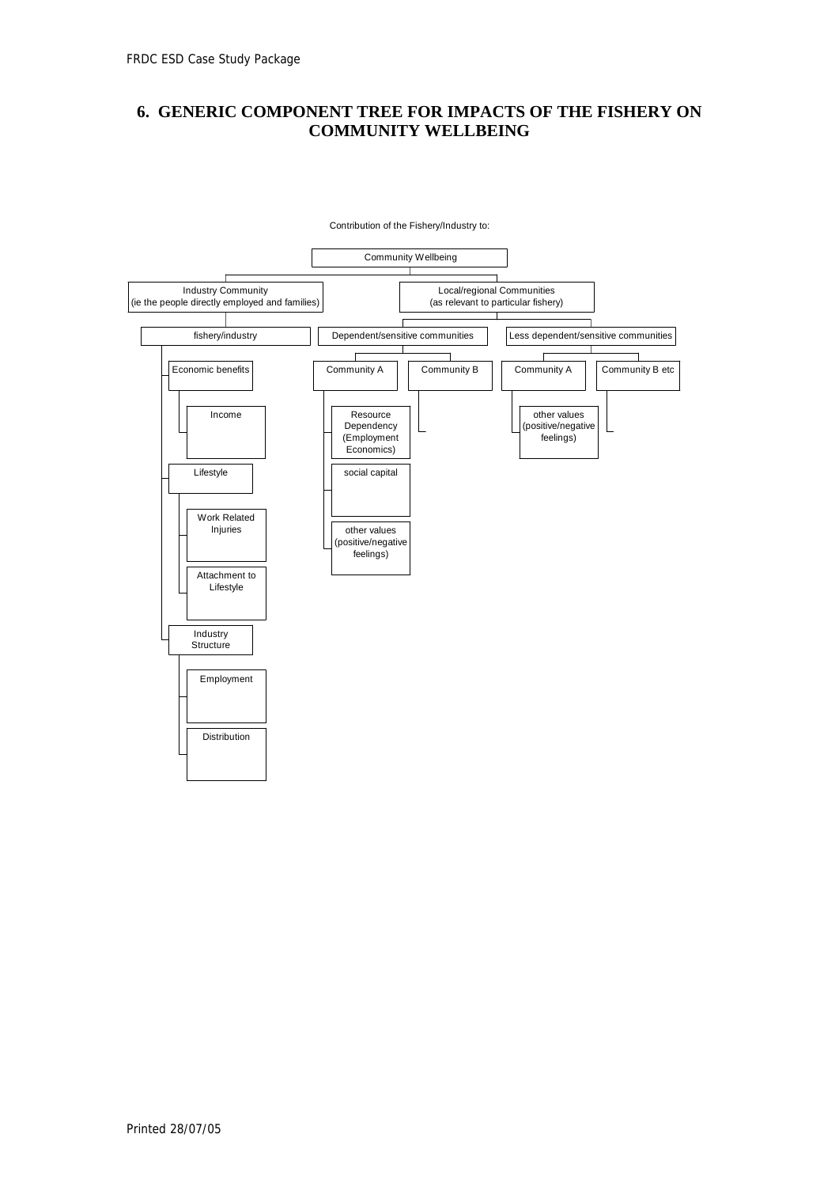# 6. GENERIC COMPONENT TREE FOR IMPACTS OF THE FISHERY ON COMMUNITY WELLBEING

Contribution of the Fishery/Industry to:

- Community Wellbeing
  - Industry Community (ie the people directly employed and families)
    - fishery/industry
      - Economic benefits
        - Income
      - Lifestyle
        - Work Related Injuries
        - Attachment to Lifestyle
      - Industry Structure
        - Employment
        - Distribution
  - Local/regional Communities (as relevant to particular fishery)
    - Dependent/sensitive communities
      - Community A
        - Resource Dependency (Employment Economics)
        - social capital
        - other values (positive/negative feelings)
      - Community B
    - Less dependent/sensitive communities
      - Community A
        - other values (positive/negative feelings)
      - Community B etc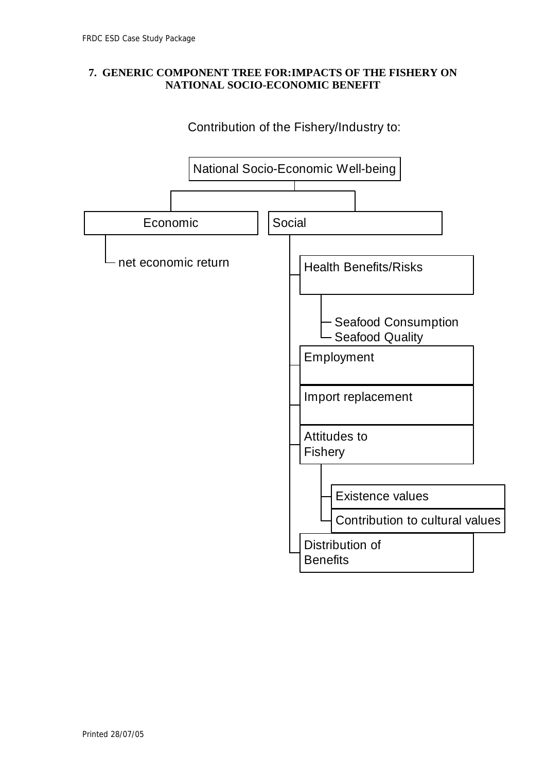**7. GENERIC COMPONENT TREE FOR: IMPACTS OF THE FISHERY ON NATIONAL SOCIO-ECONOMIC BENEFIT**

Contribution of the Fishery/Industry to:

- National Socio-Economic Well-being
  - Economic
    - net economic return
  - Social
    - Health Benefits/Risks
      - Seafood Consumption
      - Seafood Quality
    - Employment
    - Import replacement
    - Attitudes to Fishery
      - Existence values
      - Contribution to cultural values
    - Distribution of Benefits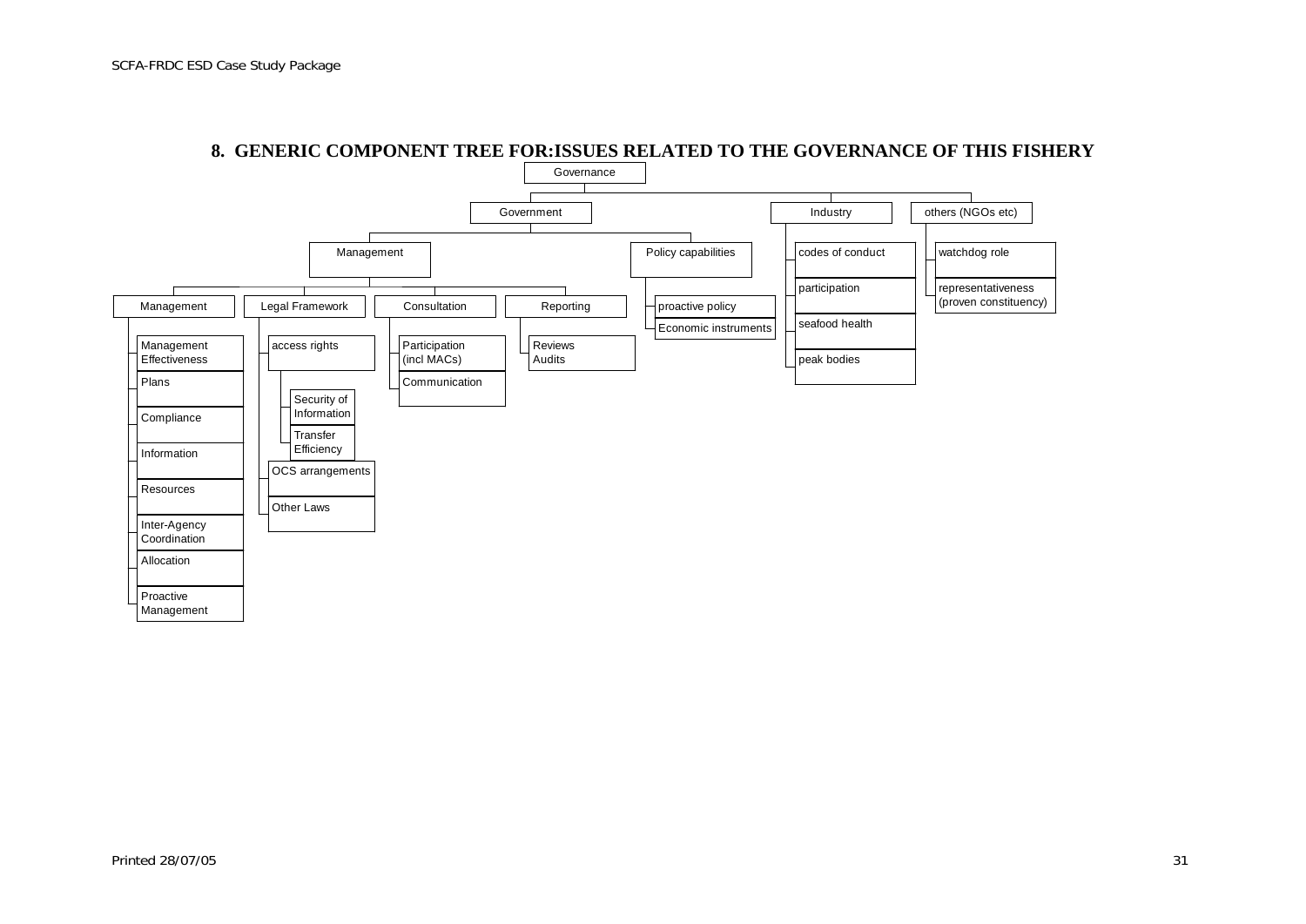## 8. GENERIC COMPONENT TREE FOR:ISSUES RELATED TO THE GOVERNANCE OF THIS FISHERY

- Governance
  - Government
    - Management
      - Management
        - Management Effectiveness
        - Plans
        - Compliance
        - Information
        - Resources
        - Inter-Agency Coordination
        - Allocation
        - Proactive Management
      - Legal Framework
        - access rights
          - Security of Information
          - Transfer Efficiency
        - OCS arrangements
        - Other Laws
      - Consultation
        - Participation (incl MACs)
        - Communication
      - Reporting
        - Reviews Audits
    - Policy capabilities
      - proactive policy
      - Economic instruments
  - Industry
    - codes of conduct
    - participation
    - seafood health
    - peak bodies
  - others (NGOs etc)
    - watchdog role
    - representativeness (proven constituency)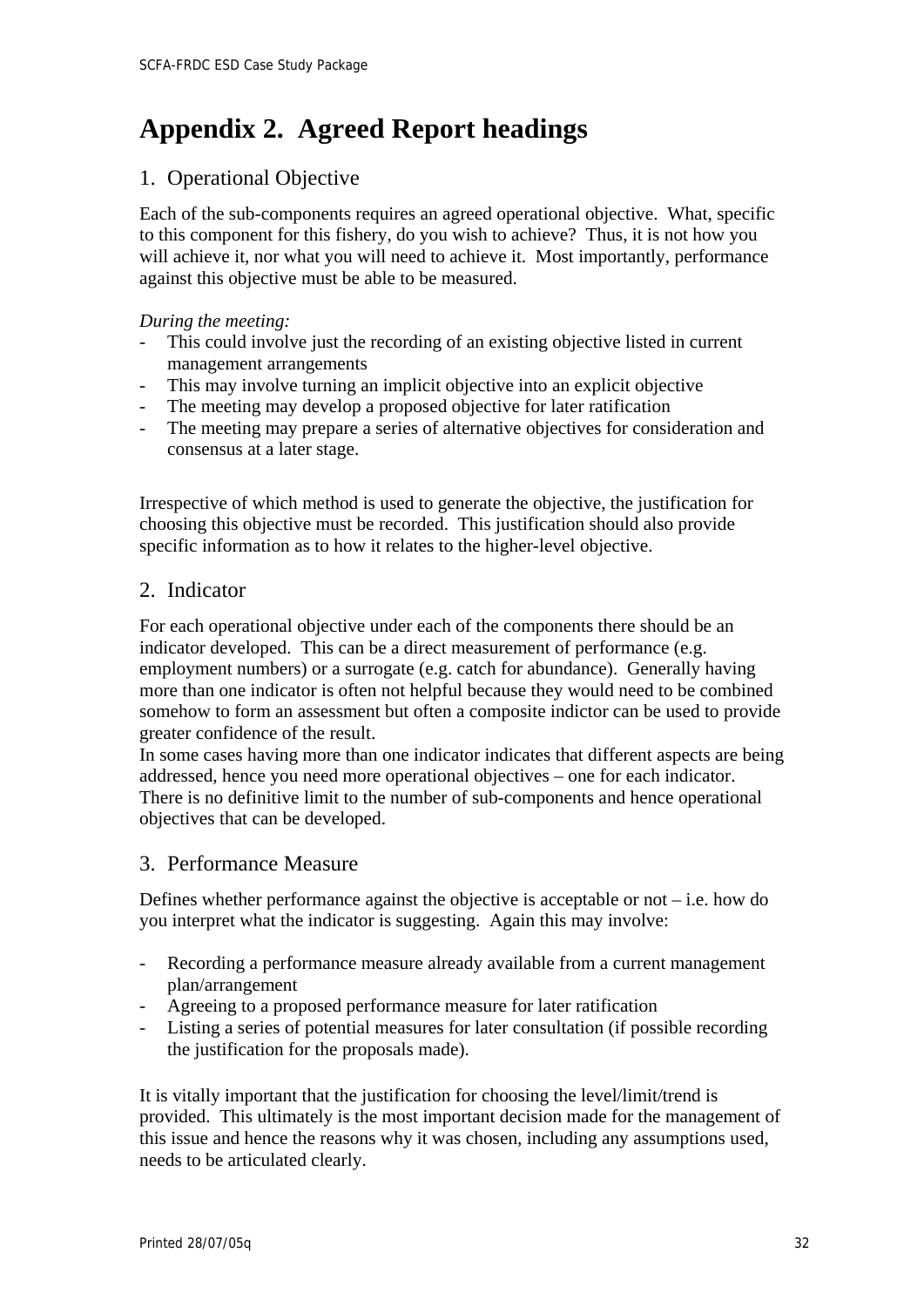# Appendix 2. Agreed Report headings

## 1. Operational Objective

Each of the sub-components requires an agreed operational objective. What, specific to this component for this fishery, do you wish to achieve? Thus, it is not how you will achieve it, nor what you will need to achieve it. Most importantly, performance against this objective must be able to be measured.

*During the meeting:*

- This could involve just the recording of an existing objective listed in current management arrangements
- This may involve turning an implicit objective into an explicit objective
- The meeting may develop a proposed objective for later ratification
- The meeting may prepare a series of alternative objectives for consideration and consensus at a later stage.

Irrespective of which method is used to generate the objective, the justification for choosing this objective must be recorded. This justification should also provide specific information as to how it relates to the higher-level objective.

## 2. Indicator

For each operational objective under each of the components there should be an indicator developed. This can be a direct measurement of performance (e.g. employment numbers) or a surrogate (e.g. catch for abundance). Generally having more than one indicator is often not helpful because they would need to be combined somehow to form an assessment but often a composite indictor can be used to provide greater confidence of the result.
In some cases having more than one indicator indicates that different aspects are being addressed, hence you need more operational objectives – one for each indicator. There is no definitive limit to the number of sub-components and hence operational objectives that can be developed.

## 3. Performance Measure

Defines whether performance against the objective is acceptable or not – i.e. how do you interpret what the indicator is suggesting. Again this may involve:

- Recording a performance measure already available from a current management plan/arrangement
- Agreeing to a proposed performance measure for later ratification
- Listing a series of potential measures for later consultation (if possible recording the justification for the proposals made).

It is vitally important that the justification for choosing the level/limit/trend is provided. This ultimately is the most important decision made for the management of this issue and hence the reasons why it was chosen, including any assumptions used, needs to be articulated clearly.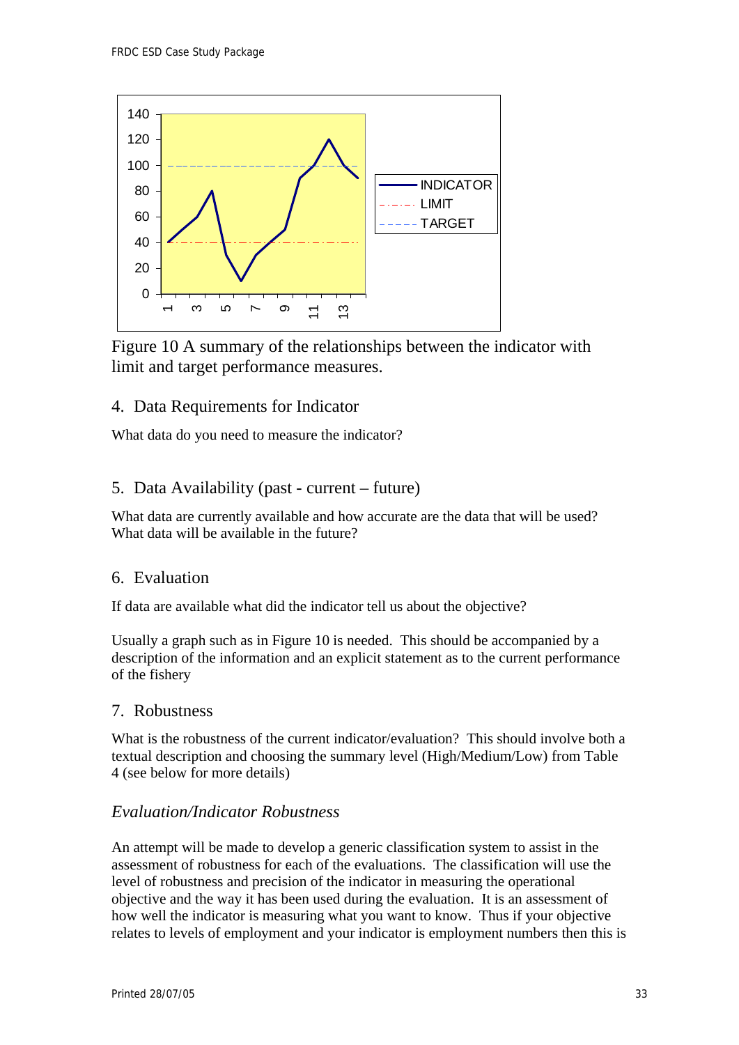Figure 10 A summary of the relationships between the indicator with limit and target performance measures.

## 4. Data Requirements for Indicator

What data do you need to measure the indicator?

## 5. Data Availability (past - current – future)

What data are currently available and how accurate are the data that will be used? What data will be available in the future?

## 6. Evaluation

If data are available what did the indicator tell us about the objective?

Usually a graph such as in Figure 10 is needed. This should be accompanied by a description of the information and an explicit statement as to the current performance of the fishery

## 7. Robustness

What is the robustness of the current indicator/evaluation? This should involve both a textual description and choosing the summary level (High/Medium/Low) from Table 4 (see below for more details)

### *Evaluation/Indicator Robustness*

An attempt will be made to develop a generic classification system to assist in the assessment of robustness for each of the evaluations. The classification will use the level of robustness and precision of the indicator in measuring the operational objective and the way it has been used during the evaluation. It is an assessment of how well the indicator is measuring what you want to know. Thus if your objective relates to levels of employment and your indicator is employment numbers then this is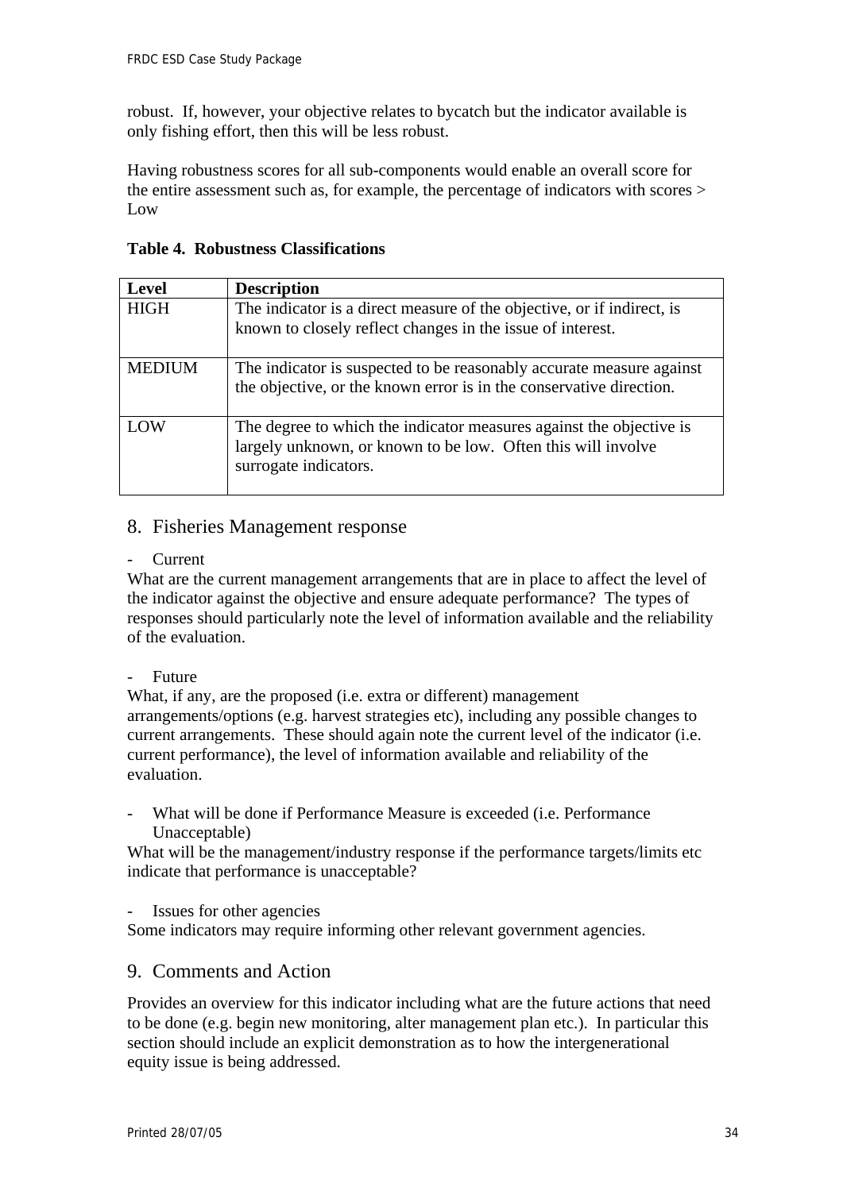robust. If, however, your objective relates to bycatch but the indicator available is only fishing effort, then this will be less robust.

Having robustness scores for all sub-components would enable an overall score for the entire assessment such as, for example, the percentage of indicators with scores > Low

**Table 4. Robustness Classifications**

| Level | Description |
|---|---|
| HIGH | The indicator is a direct measure of the objective, or if indirect, is known to closely reflect changes in the issue of interest. |
| MEDIUM | The indicator is suspected to be reasonably accurate measure against the objective, or the known error is in the conservative direction. |
| LOW | The degree to which the indicator measures against the objective is largely unknown, or known to be low. Often this will involve surrogate indicators. |

## 8. Fisheries Management response

- Current

What are the current management arrangements that are in place to affect the level of the indicator against the objective and ensure adequate performance? The types of responses should particularly note the level of information available and the reliability of the evaluation.

- Future

What, if any, are the proposed (i.e. extra or different) management arrangements/options (e.g. harvest strategies etc), including any possible changes to current arrangements. These should again note the current level of the indicator (i.e. current performance), the level of information available and reliability of the evaluation.

- What will be done if Performance Measure is exceeded (i.e. Performance Unacceptable)

What will be the management/industry response if the performance targets/limits etc indicate that performance is unacceptable?

- Issues for other agencies

Some indicators may require informing other relevant government agencies.

## 9. Comments and Action

Provides an overview for this indicator including what are the future actions that need to be done (e.g. begin new monitoring, alter management plan etc.). In particular this section should include an explicit demonstration as to how the intergenerational equity issue is being addressed.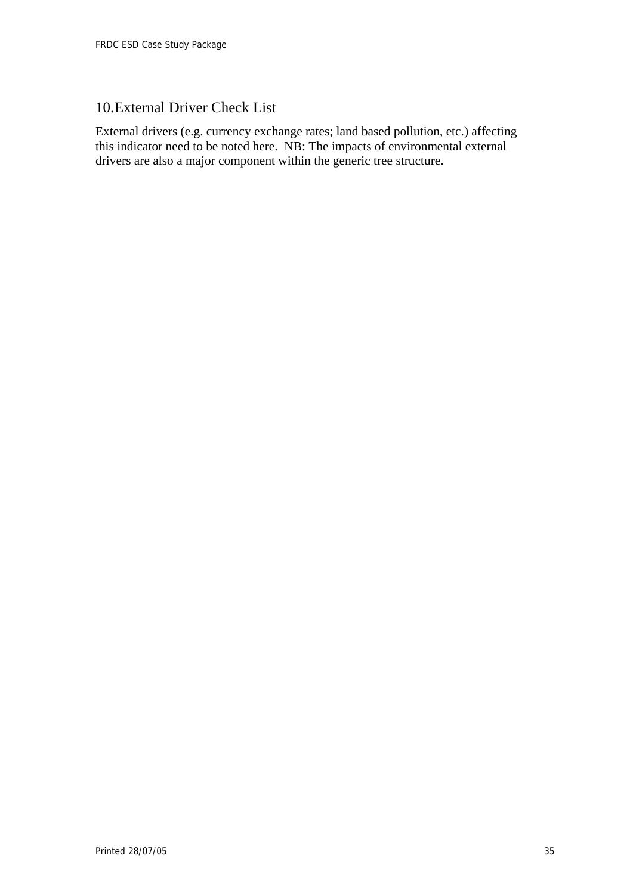# 10. External Driver Check List

External drivers (e.g. currency exchange rates; land based pollution, etc.) affecting this indicator need to be noted here. NB: The impacts of environmental external drivers are also a major component within the generic tree structure.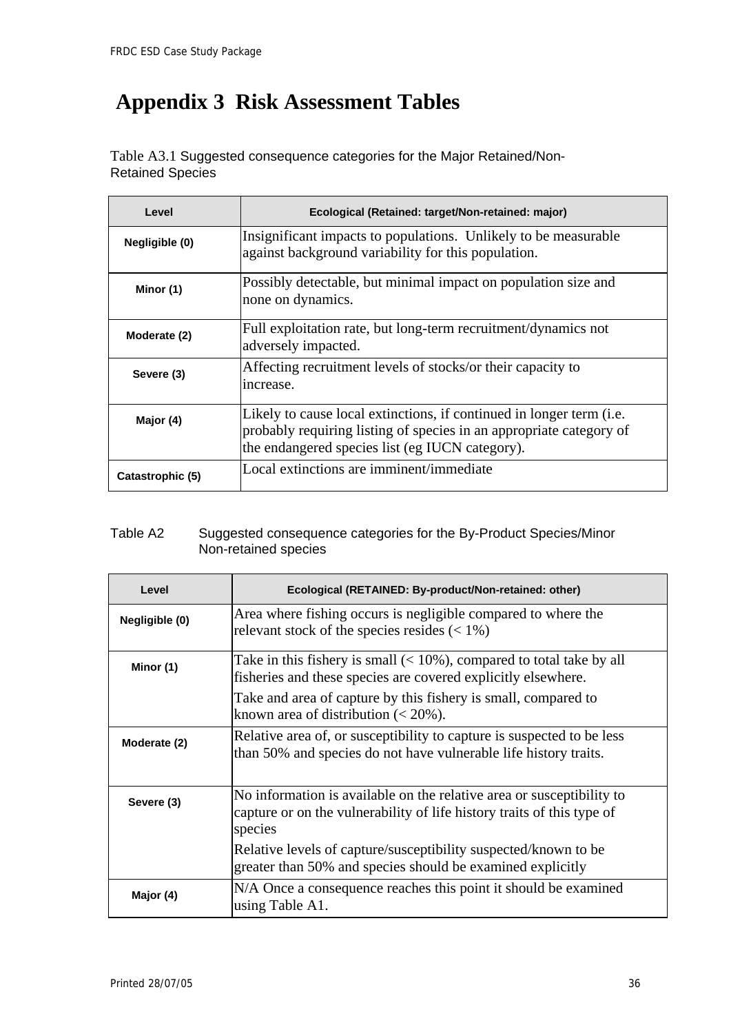# Appendix 3 Risk Assessment Tables

Table A3.1 Suggested consequence categories for the Major Retained/Non-Retained Species

| Level | Ecological (Retained: target/Non-retained: major) |
|---|---|
| Negligible (0) | Insignificant impacts to populations. Unlikely to be measurable against background variability for this population. |
| Minor (1) | Possibly detectable, but minimal impact on population size and none on dynamics. |
| Moderate (2) | Full exploitation rate, but long-term recruitment/dynamics not adversely impacted. |
| Severe (3) | Affecting recruitment levels of stocks/or their capacity to increase. |
| Major (4) | Likely to cause local extinctions, if continued in longer term (i.e. probably requiring listing of species in an appropriate category of the endangered species list (eg IUCN category). |
| Catastrophic (5) | Local extinctions are imminent/immediate |

Table A2 Suggested consequence categories for the By-Product Species/Minor Non-retained species

| Level | Ecological (RETAINED: By-product/Non-retained: other) |
|---|---|
| Negligible (0) | Area where fishing occurs is negligible compared to where the relevant stock of the species resides (< 1%) |
| Minor (1) | Take in this fishery is small (< 10%), compared to total take by all fisheries and these species are covered explicitly elsewhere.<br>Take and area of capture by this fishery is small, compared to known area of distribution (< 20%). |
| Moderate (2) | Relative area of, or susceptibility to capture is suspected to be less than 50% and species do not have vulnerable life history traits. |
| Severe (3) | No information is available on the relative area or susceptibility to capture or on the vulnerability of life history traits of this type of species<br>Relative levels of capture/susceptibility suspected/known to be greater than 50% and species should be examined explicitly |
| Major (4) | N/A Once a consequence reaches this point it should be examined using Table A1. |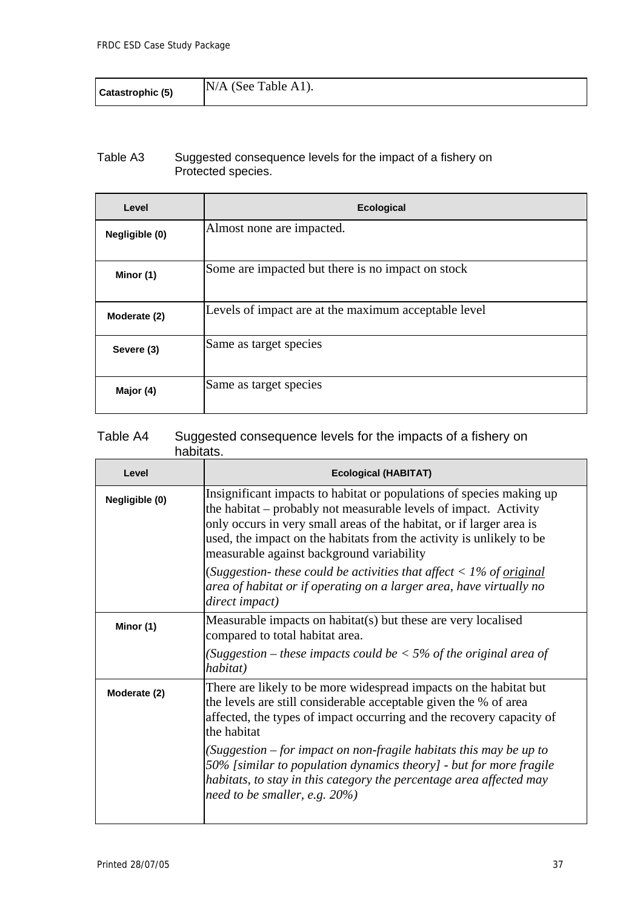| Catastrophic (5) | N/A (See Table A1). |
|---|---|

Table A3 Suggested consequence levels for the impact of a fishery on Protected species.

| Level | Ecological |
|---|---|
| Negligible (0) | Almost none are impacted. |
| Minor (1) | Some are impacted but there is no impact on stock |
| Moderate (2) | Levels of impact are at the maximum acceptable level |
| Severe (3) | Same as target species |
| Major (4) | Same as target species |

Table A4 Suggested consequence levels for the impacts of a fishery on habitats.

| Level | Ecological (HABITAT) |
|---|---|
| Negligible (0) | Insignificant impacts to habitat or populations of species making up the habitat – probably not measurable levels of impact. Activity only occurs in very small areas of the habitat, or if larger area is used, the impact on the habitats from the activity is unlikely to be measurable against background variability<br>(*Suggestion- these could be activities that affect < 1% of original area of habitat or if operating on a larger area, have virtually no direct impact)* |
| Minor (1) | Measurable impacts on habitat(s) but these are very localised compared to total habitat area.<br>*(Suggestion – these impacts could be < 5% of the original area of habitat)* |
| Moderate (2) | There are likely to be more widespread impacts on the habitat but the levels are still considerable acceptable given the % of area affected, the types of impact occurring and the recovery capacity of the habitat<br>*(Suggestion – for impact on non-fragile habitats this may be up to 50% [similar to population dynamics theory] - but for more fragile habitats, to stay in this category the percentage area affected may need to be smaller, e.g. 20%)* |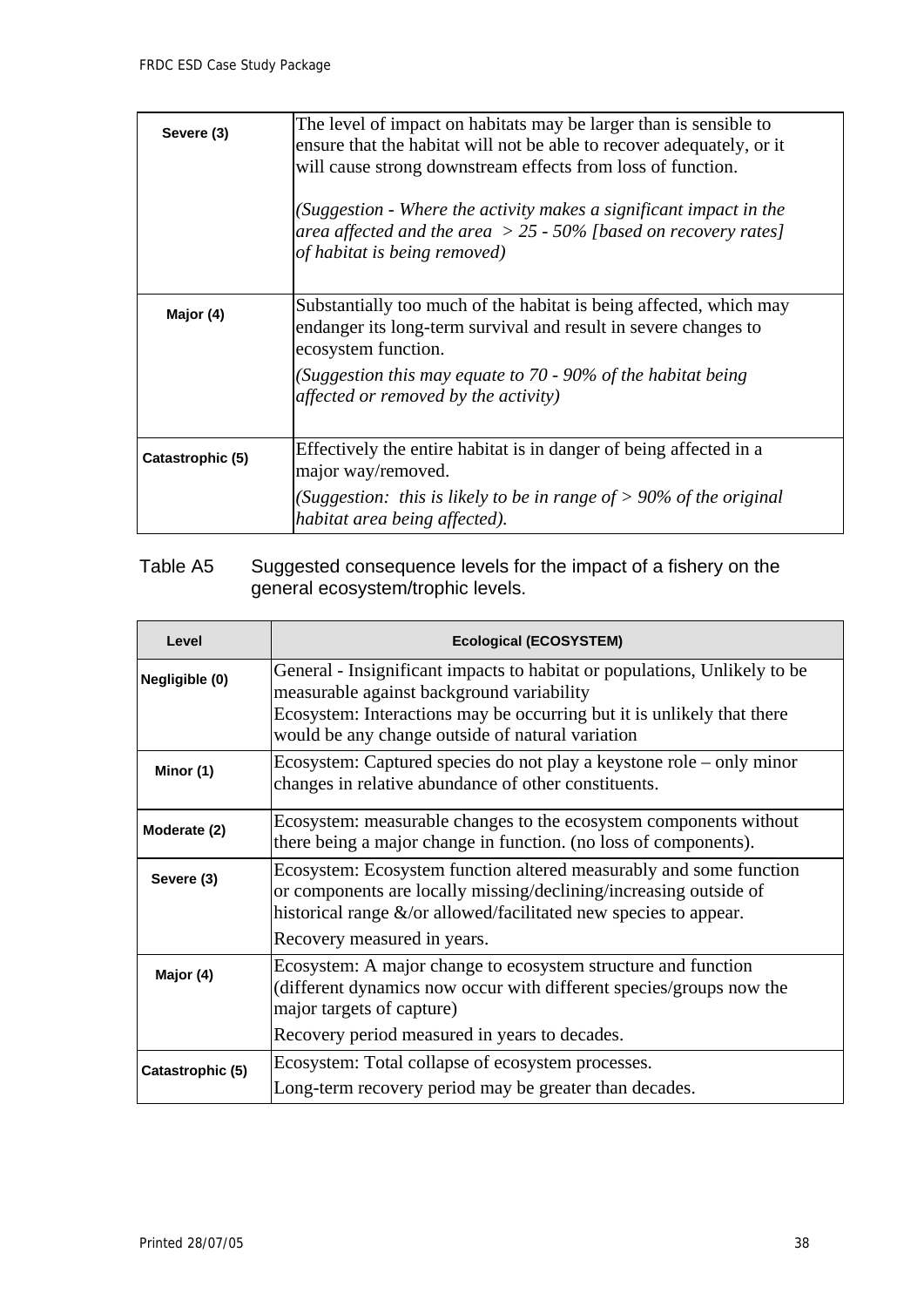| | |
|---|---|
| **Severe (3)** | The level of impact on habitats may be larger than is sensible to ensure that the habitat will not be able to recover adequately, or it will cause strong downstream effects from loss of function.<br><br>*(Suggestion - Where the activity makes a significant impact in the area affected and the area > 25 - 50% [based on recovery rates] of habitat is being removed)* |
| **Major (4)** | Substantially too much of the habitat is being affected, which may endanger its long-term survival and result in severe changes to ecosystem function.<br>*(Suggestion this may equate to 70 - 90% of the habitat being affected or removed by the activity)* |
| **Catastrophic (5)** | Effectively the entire habitat is in danger of being affected in a major way/removed.<br>*(Suggestion: this is likely to be in range of > 90% of the original habitat area being affected).* |

Table A5 Suggested consequence levels for the impact of a fishery on the general ecosystem/trophic levels.

| Level | Ecological (ECOSYSTEM) |
|---|---|
| **Negligible (0)** | General - Insignificant impacts to habitat or populations, Unlikely to be measurable against background variability<br>Ecosystem: Interactions may be occurring but it is unlikely that there would be any change outside of natural variation |
| **Minor (1)** | Ecosystem: Captured species do not play a keystone role – only minor changes in relative abundance of other constituents. |
| **Moderate (2)** | Ecosystem: measurable changes to the ecosystem components without there being a major change in function. (no loss of components). |
| **Severe (3)** | Ecosystem: Ecosystem function altered measurably and some function or components are locally missing/declining/increasing outside of historical range &/or allowed/facilitated new species to appear.<br>Recovery measured in years. |
| **Major (4)** | Ecosystem: A major change to ecosystem structure and function (different dynamics now occur with different species/groups now the major targets of capture)<br>Recovery period measured in years to decades. |
| **Catastrophic (5)** | Ecosystem: Total collapse of ecosystem processes.<br>Long-term recovery period may be greater than decades. |